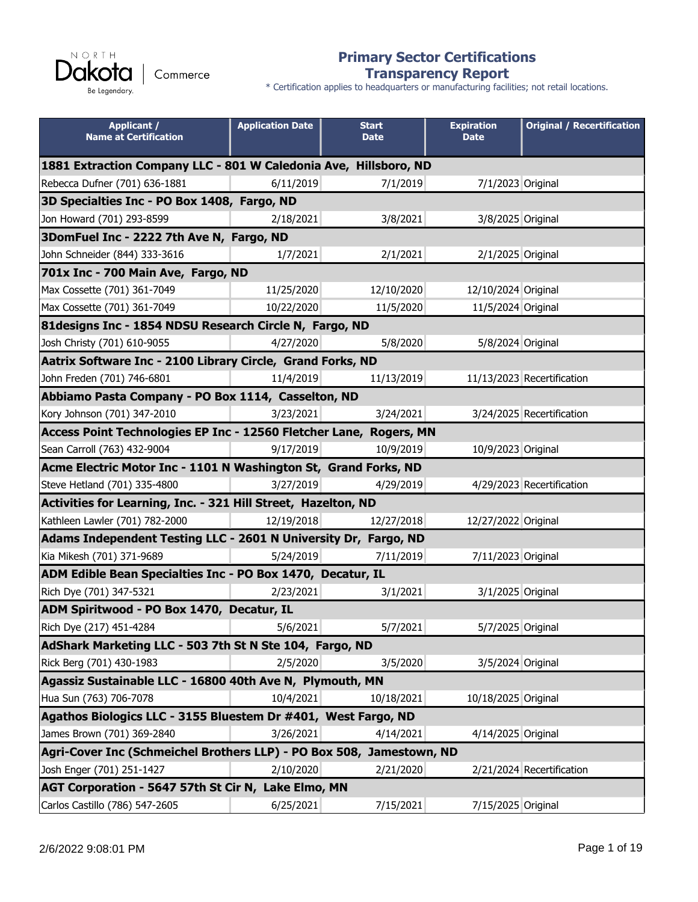# Primary Sector Certifications Transparency Report

\* Certification applies to headquarters or manufacturing facilities; not retail locations.

| Applicant / Name at Certification | Application Date | Start Date | Expiration Date | Original / Recertification |
|---|---|---|---|---|
| **1881 Extraction Company LLC - 801 W Caledonia Ave, Hillsboro, ND** | | | | |
| Rebecca Dufner (701) 636-1881 | 6/11/2019 | 7/1/2019 | 7/1/2023 | Original |
| **3D Specialties Inc - PO Box 1408, Fargo, ND** | | | | |
| Jon Howard (701) 293-8599 | 2/18/2021 | 3/8/2021 | 3/8/2025 | Original |
| **3DomFuel Inc - 2222 7th Ave N, Fargo, ND** | | | | |
| John Schneider (844) 333-3616 | 1/7/2021 | 2/1/2021 | 2/1/2025 | Original |
| **701x Inc - 700 Main Ave, Fargo, ND** | | | | |
| Max Cossette (701) 361-7049 | 11/25/2020 | 12/10/2020 | 12/10/2024 | Original |
| Max Cossette (701) 361-7049 | 10/22/2020 | 11/5/2020 | 11/5/2024 | Original |
| **81designs Inc - 1854 NDSU Research Circle N, Fargo, ND** | | | | |
| Josh Christy (701) 610-9055 | 4/27/2020 | 5/8/2020 | 5/8/2024 | Original |
| **Aatrix Software Inc - 2100 Library Circle, Grand Forks, ND** | | | | |
| John Freden (701) 746-6801 | 11/4/2019 | 11/13/2019 | 11/13/2023 | Recertification |
| **Abbiamo Pasta Company - PO Box 1114, Casselton, ND** | | | | |
| Kory Johnson (701) 347-2010 | 3/23/2021 | 3/24/2021 | 3/24/2025 | Recertification |
| **Access Point Technologies EP Inc - 12560 Fletcher Lane, Rogers, MN** | | | | |
| Sean Carroll (763) 432-9004 | 9/17/2019 | 10/9/2019 | 10/9/2023 | Original |
| **Acme Electric Motor Inc - 1101 N Washington St, Grand Forks, ND** | | | | |
| Steve Hetland (701) 335-4800 | 3/27/2019 | 4/29/2019 | 4/29/2023 | Recertification |
| **Activities for Learning, Inc. - 321 Hill Street, Hazelton, ND** | | | | |
| Kathleen Lawler (701) 782-2000 | 12/19/2018 | 12/27/2018 | 12/27/2022 | Original |
| **Adams Independent Testing LLC - 2601 N University Dr, Fargo, ND** | | | | |
| Kia Mikesh (701) 371-9689 | 5/24/2019 | 7/11/2019 | 7/11/2023 | Original |
| **ADM Edible Bean Specialties Inc - PO Box 1470, Decatur, IL** | | | | |
| Rich Dye (701) 347-5321 | 2/23/2021 | 3/1/2021 | 3/1/2025 | Original |
| **ADM Spiritwood - PO Box 1470, Decatur, IL** | | | | |
| Rich Dye (217) 451-4284 | 5/6/2021 | 5/7/2021 | 5/7/2025 | Original |
| **AdShark Marketing LLC - 503 7th St N Ste 104, Fargo, ND** | | | | |
| Rick Berg (701) 430-1983 | 2/5/2020 | 3/5/2020 | 3/5/2024 | Original |
| **Agassiz Sustainable LLC - 16800 40th Ave N, Plymouth, MN** | | | | |
| Hua Sun (763) 706-7078 | 10/4/2021 | 10/18/2021 | 10/18/2025 | Original |
| **Agathos Biologics LLC - 3155 Bluestem Dr #401, West Fargo, ND** | | | | |
| James Brown (701) 369-2840 | 3/26/2021 | 4/14/2021 | 4/14/2025 | Original |
| **Agri-Cover Inc (Schmeichel Brothers LLP) - PO Box 508, Jamestown, ND** | | | | |
| Josh Enger (701) 251-1427 | 2/10/2020 | 2/21/2020 | 2/21/2024 | Recertification |
| **AGT Corporation - 5647 57th St Cir N, Lake Elmo, MN** | | | | |
| Carlos Castillo (786) 547-2605 | 6/25/2021 | 7/15/2021 | 7/15/2025 | Original |

2/6/2022 9:08:01 PM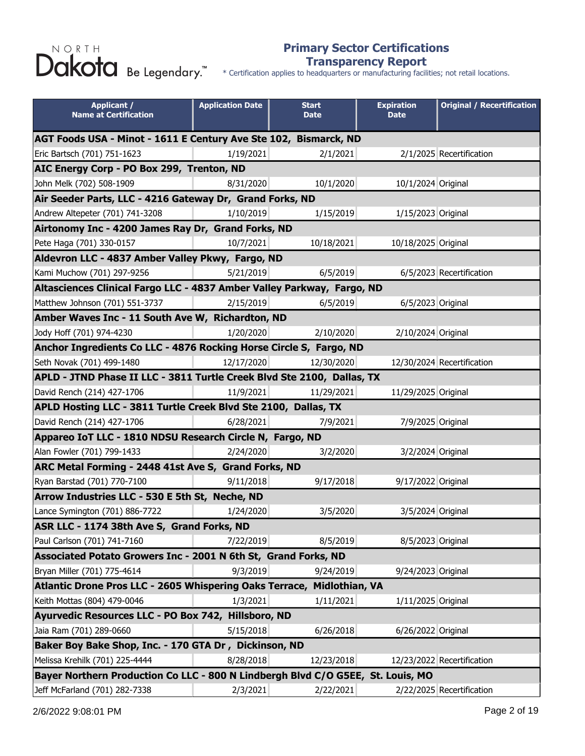# Primary Sector Certifications Transparency Report

\* Certification applies to headquarters or manufacturing facilities; not retail locations.

| Applicant / Name at Certification | Application Date | Start Date | Expiration Date | Original / Recertification |
|---|---|---|---|---|
| **AGT Foods USA - Minot - 1611 E Century Ave Ste 102, Bismarck, ND** | | | | |
| Eric Bartsch (701) 751-1623 | 1/19/2021 | 2/1/2021 | 2/1/2025 | Recertification |
| **AIC Energy Corp - PO Box 299, Trenton, ND** | | | | |
| John Melk (702) 508-1909 | 8/31/2020 | 10/1/2020 | 10/1/2024 | Original |
| **Air Seeder Parts, LLC - 4216 Gateway Dr, Grand Forks, ND** | | | | |
| Andrew Altepeter (701) 741-3208 | 1/10/2019 | 1/15/2019 | 1/15/2023 | Original |
| **Airtonomy Inc - 4200 James Ray Dr, Grand Forks, ND** | | | | |
| Pete Haga (701) 330-0157 | 10/7/2021 | 10/18/2021 | 10/18/2025 | Original |
| **Aldevron LLC - 4837 Amber Valley Pkwy, Fargo, ND** | | | | |
| Kami Muchow (701) 297-9256 | 5/21/2019 | 6/5/2019 | 6/5/2023 | Recertification |
| **Altasciences Clinical Fargo LLC - 4837 Amber Valley Parkway, Fargo, ND** | | | | |
| Matthew Johnson (701) 551-3737 | 2/15/2019 | 6/5/2019 | 6/5/2023 | Original |
| **Amber Waves Inc - 11 South Ave W, Richardton, ND** | | | | |
| Jody Hoff (701) 974-4230 | 1/20/2020 | 2/10/2020 | 2/10/2024 | Original |
| **Anchor Ingredients Co LLC - 4876 Rocking Horse Circle S, Fargo, ND** | | | | |
| Seth Novak (701) 499-1480 | 12/17/2020 | 12/30/2020 | 12/30/2024 | Recertification |
| **APLD - JTND Phase II LLC - 3811 Turtle Creek Blvd Ste 2100, Dallas, TX** | | | | |
| David Rench (214) 427-1706 | 11/9/2021 | 11/29/2021 | 11/29/2025 | Original |
| **APLD Hosting LLC - 3811 Turtle Creek Blvd Ste 2100, Dallas, TX** | | | | |
| David Rench (214) 427-1706 | 6/28/2021 | 7/9/2021 | 7/9/2025 | Original |
| **Appareo IoT LLC - 1810 NDSU Research Circle N, Fargo, ND** | | | | |
| Alan Fowler (701) 799-1433 | 2/24/2020 | 3/2/2020 | 3/2/2024 | Original |
| **ARC Metal Forming - 2448 41st Ave S, Grand Forks, ND** | | | | |
| Ryan Barstad (701) 770-7100 | 9/11/2018 | 9/17/2018 | 9/17/2022 | Original |
| **Arrow Industries LLC - 530 E 5th St, Neche, ND** | | | | |
| Lance Symington (701) 886-7722 | 1/24/2020 | 3/5/2020 | 3/5/2024 | Original |
| **ASR LLC - 1174 38th Ave S, Grand Forks, ND** | | | | |
| Paul Carlson (701) 741-7160 | 7/22/2019 | 8/5/2019 | 8/5/2023 | Original |
| **Associated Potato Growers Inc - 2001 N 6th St, Grand Forks, ND** | | | | |
| Bryan Miller (701) 775-4614 | 9/3/2019 | 9/24/2019 | 9/24/2023 | Original |
| **Atlantic Drone Pros LLC - 2605 Whispering Oaks Terrace, Midlothian, VA** | | | | |
| Keith Mottas (804) 479-0046 | 1/3/2021 | 1/11/2021 | 1/11/2025 | Original |
| **Ayurvedic Resources LLC - PO Box 742, Hillsboro, ND** | | | | |
| Jaia Ram (701) 289-0660 | 5/15/2018 | 6/26/2018 | 6/26/2022 | Original |
| **Baker Boy Bake Shop, Inc. - 170 GTA Dr , Dickinson, ND** | | | | |
| Melissa Krehilk (701) 225-4444 | 8/28/2018 | 12/23/2018 | 12/23/2022 | Recertification |
| **Bayer Northern Production Co LLC - 800 N Lindbergh Blvd C/O G5EE, St. Louis, MO** | | | | |
| Jeff McFarland (701) 282-7338 | 2/3/2021 | 2/22/2021 | 2/22/2025 | Recertification |

2/6/2022 9:08:01 PM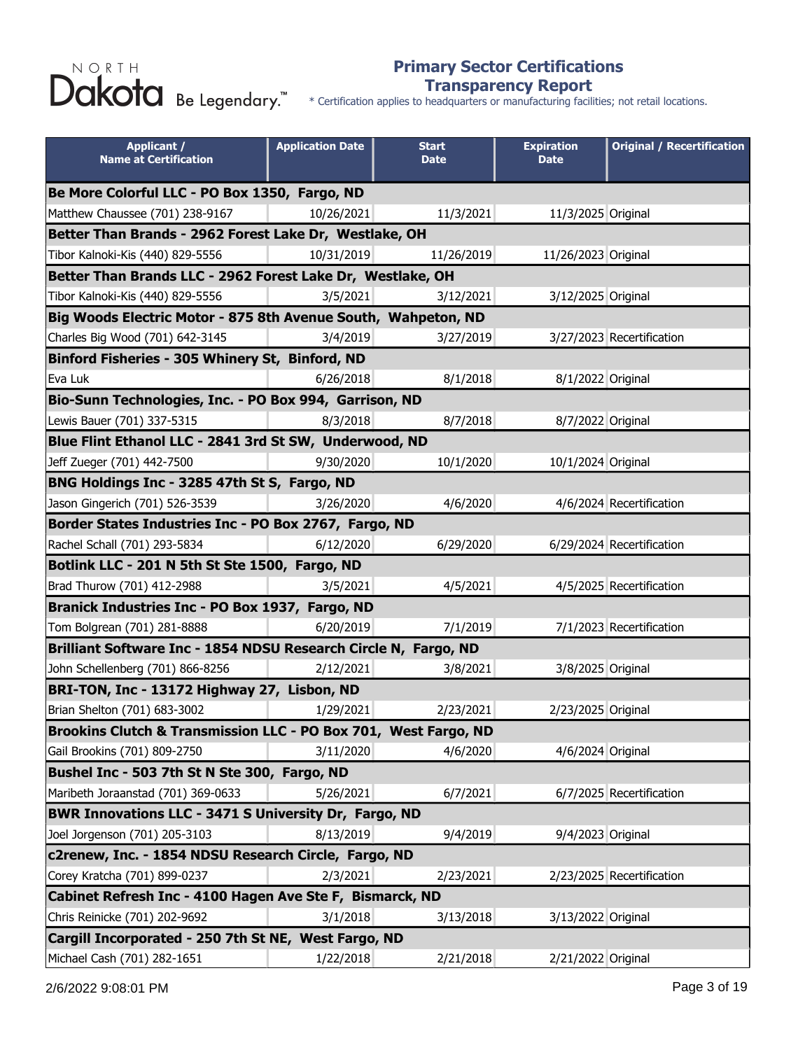# Primary Sector Certifications Transparency Report

\* Certification applies to headquarters or manufacturing facilities; not retail locations.

| Applicant / Name at Certification | Application Date | Start Date | Expiration Date | Original / Recertification |
|---|---|---|---|---|
| **Be More Colorful LLC - PO Box 1350, Fargo, ND** | | | | |
| Matthew Chaussee (701) 238-9167 | 10/26/2021 | 11/3/2021 | 11/3/2025 | Original |
| **Better Than Brands - 2962 Forest Lake Dr, Westlake, OH** | | | | |
| Tibor Kalnoki-Kis (440) 829-5556 | 10/31/2019 | 11/26/2019 | 11/26/2023 | Original |
| **Better Than Brands LLC - 2962 Forest Lake Dr, Westlake, OH** | | | | |
| Tibor Kalnoki-Kis (440) 829-5556 | 3/5/2021 | 3/12/2021 | 3/12/2025 | Original |
| **Big Woods Electric Motor - 875 8th Avenue South, Wahpeton, ND** | | | | |
| Charles Big Wood (701) 642-3145 | 3/4/2019 | 3/27/2019 | 3/27/2023 | Recertification |
| **Binford Fisheries - 305 Whinery St, Binford, ND** | | | | |
| Eva Luk | 6/26/2018 | 8/1/2018 | 8/1/2022 | Original |
| **Bio-Sunn Technologies, Inc. - PO Box 994, Garrison, ND** | | | | |
| Lewis Bauer (701) 337-5315 | 8/3/2018 | 8/7/2018 | 8/7/2022 | Original |
| **Blue Flint Ethanol LLC - 2841 3rd St SW, Underwood, ND** | | | | |
| Jeff Zueger (701) 442-7500 | 9/30/2020 | 10/1/2020 | 10/1/2024 | Original |
| **BNG Holdings Inc - 3285 47th St S, Fargo, ND** | | | | |
| Jason Gingerich (701) 526-3539 | 3/26/2020 | 4/6/2020 | 4/6/2024 | Recertification |
| **Border States Industries Inc - PO Box 2767, Fargo, ND** | | | | |
| Rachel Schall (701) 293-5834 | 6/12/2020 | 6/29/2020 | 6/29/2024 | Recertification |
| **Botlink LLC - 201 N 5th St Ste 1500, Fargo, ND** | | | | |
| Brad Thurow (701) 412-2988 | 3/5/2021 | 4/5/2021 | 4/5/2025 | Recertification |
| **Branick Industries Inc - PO Box 1937, Fargo, ND** | | | | |
| Tom Bolgrean (701) 281-8888 | 6/20/2019 | 7/1/2019 | 7/1/2023 | Recertification |
| **Brilliant Software Inc - 1854 NDSU Research Circle N, Fargo, ND** | | | | |
| John Schellenberg (701) 866-8256 | 2/12/2021 | 3/8/2021 | 3/8/2025 | Original |
| **BRI-TON, Inc - 13172 Highway 27, Lisbon, ND** | | | | |
| Brian Shelton (701) 683-3002 | 1/29/2021 | 2/23/2021 | 2/23/2025 | Original |
| **Brookins Clutch & Transmission LLC - PO Box 701, West Fargo, ND** | | | | |
| Gail Brookins (701) 809-2750 | 3/11/2020 | 4/6/2020 | 4/6/2024 | Original |
| **Bushel Inc - 503 7th St N Ste 300, Fargo, ND** | | | | |
| Maribeth Joraanstad (701) 369-0633 | 5/26/2021 | 6/7/2021 | 6/7/2025 | Recertification |
| **BWR Innovations LLC - 3471 S University Dr, Fargo, ND** | | | | |
| Joel Jorgenson (701) 205-3103 | 8/13/2019 | 9/4/2019 | 9/4/2023 | Original |
| **c2renew, Inc. - 1854 NDSU Research Circle, Fargo, ND** | | | | |
| Corey Kratcha (701) 899-0237 | 2/3/2021 | 2/23/2021 | 2/23/2025 | Recertification |
| **Cabinet Refresh Inc - 4100 Hagen Ave Ste F, Bismarck, ND** | | | | |
| Chris Reinicke (701) 202-9692 | 3/1/2018 | 3/13/2018 | 3/13/2022 | Original |
| **Cargill Incorporated - 250 7th St NE, West Fargo, ND** | | | | |
| Michael Cash (701) 282-1651 | 1/22/2018 | 2/21/2018 | 2/21/2022 | Original |

2/6/2022 9:08:01 PM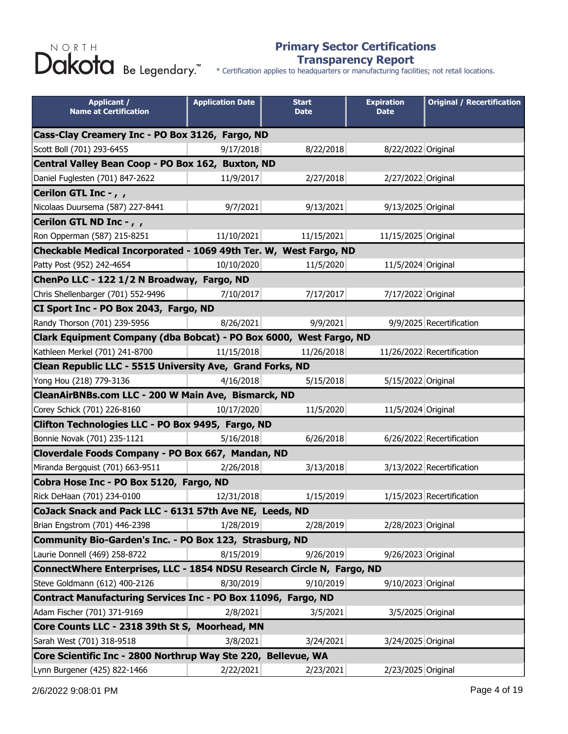# Primary Sector Certifications Transparency Report

\* Certification applies to headquarters or manufacturing facilities; not retail locations.

| Applicant / Name at Certification | Application Date | Start Date | Expiration Date | Original / Recertification |
|---|---|---|---|---|
| **Cass-Clay Creamery Inc - PO Box 3126, Fargo, ND** | | | | |
| Scott Boll (701) 293-6455 | 9/17/2018 | 8/22/2018 | 8/22/2022 | Original |
| **Central Valley Bean Coop - PO Box 162, Buxton, ND** | | | | |
| Daniel Fuglesten (701) 847-2622 | 11/9/2017 | 2/27/2018 | 2/27/2022 | Original |
| **Cerilon GTL Inc - , ,** | | | | |
| Nicolaas Duursema (587) 227-8441 | 9/7/2021 | 9/13/2021 | 9/13/2025 | Original |
| **Cerilon GTL ND Inc - , ,** | | | | |
| Ron Opperman (587) 215-8251 | 11/10/2021 | 11/15/2021 | 11/15/2025 | Original |
| **Checkable Medical Incorporated - 1069 49th Ter. W, West Fargo, ND** | | | | |
| Patty Post (952) 242-4654 | 10/10/2020 | 11/5/2020 | 11/5/2024 | Original |
| **ChenPo LLC - 122 1/2 N Broadway, Fargo, ND** | | | | |
| Chris Shellenbarger (701) 552-9496 | 7/10/2017 | 7/17/2017 | 7/17/2022 | Original |
| **CI Sport Inc - PO Box 2043, Fargo, ND** | | | | |
| Randy Thorson (701) 239-5956 | 8/26/2021 | 9/9/2021 | 9/9/2025 | Recertification |
| **Clark Equipment Company (dba Bobcat) - PO Box 6000, West Fargo, ND** | | | | |
| Kathleen Merkel (701) 241-8700 | 11/15/2018 | 11/26/2018 | 11/26/2022 | Recertification |
| **Clean Republic LLC - 5515 University Ave, Grand Forks, ND** | | | | |
| Yong Hou (218) 779-3136 | 4/16/2018 | 5/15/2018 | 5/15/2022 | Original |
| **CleanAirBNBs.com LLC - 200 W Main Ave, Bismarck, ND** | | | | |
| Corey Schick (701) 226-8160 | 10/17/2020 | 11/5/2020 | 11/5/2024 | Original |
| **Clifton Technologies LLC - PO Box 9495, Fargo, ND** | | | | |
| Bonnie Novak (701) 235-1121 | 5/16/2018 | 6/26/2018 | 6/26/2022 | Recertification |
| **Cloverdale Foods Company - PO Box 667, Mandan, ND** | | | | |
| Miranda Bergquist (701) 663-9511 | 2/26/2018 | 3/13/2018 | 3/13/2022 | Recertification |
| **Cobra Hose Inc - PO Box 5120, Fargo, ND** | | | | |
| Rick DeHaan (701) 234-0100 | 12/31/2018 | 1/15/2019 | 1/15/2023 | Recertification |
| **CoJack Snack and Pack LLC - 6131 57th Ave NE, Leeds, ND** | | | | |
| Brian Engstrom (701) 446-2398 | 1/28/2019 | 2/28/2019 | 2/28/2023 | Original |
| **Community Bio-Garden's Inc. - PO Box 123, Strasburg, ND** | | | | |
| Laurie Donnell (469) 258-8722 | 8/15/2019 | 9/26/2019 | 9/26/2023 | Original |
| **ConnectWhere Enterprises, LLC - 1854 NDSU Research Circle N, Fargo, ND** | | | | |
| Steve Goldmann (612) 400-2126 | 8/30/2019 | 9/10/2019 | 9/10/2023 | Original |
| **Contract Manufacturing Services Inc - PO Box 11096, Fargo, ND** | | | | |
| Adam Fischer (701) 371-9169 | 2/8/2021 | 3/5/2021 | 3/5/2025 | Original |
| **Core Counts LLC - 2318 39th St S, Moorhead, MN** | | | | |
| Sarah West (701) 318-9518 | 3/8/2021 | 3/24/2021 | 3/24/2025 | Original |
| **Core Scientific Inc - 2800 Northrup Way Ste 220, Bellevue, WA** | | | | |
| Lynn Burgener (425) 822-1466 | 2/22/2021 | 2/23/2021 | 2/23/2025 | Original |

2/6/2022 9:08:01 PM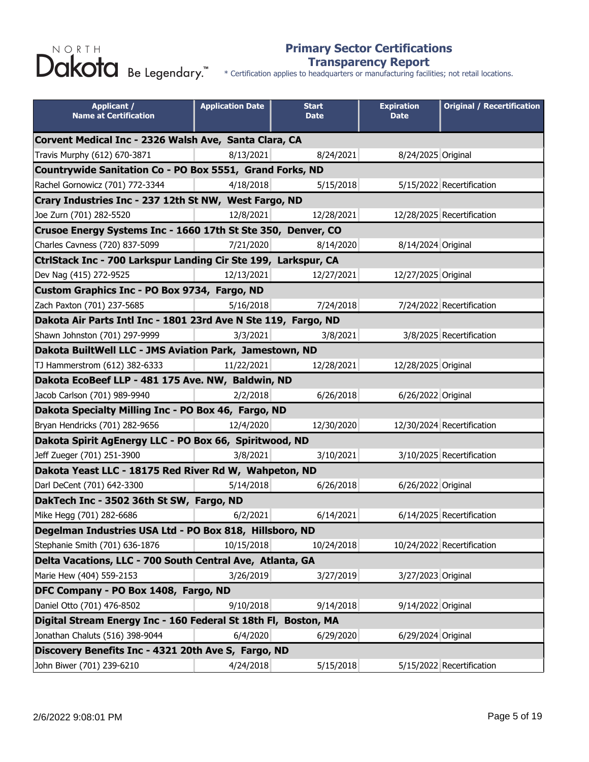NORTH Dakota Be Legendary.™

## Primary Sector Certifications Transparency Report

* Certification applies to headquarters or manufacturing facilities; not retail locations.

| Applicant / Name at Certification | Application Date | Start Date | Expiration Date | Original / Recertification |
|---|---|---|---|---|
| **Corvent Medical Inc - 2326 Walsh Ave, Santa Clara, CA** | | | | |
| Travis Murphy (612) 670-3871 | 8/13/2021 | 8/24/2021 | 8/24/2025 | Original |
| **Countrywide Sanitation Co - PO Box 5551, Grand Forks, ND** | | | | |
| Rachel Gornowicz (701) 772-3344 | 4/18/2018 | 5/15/2018 | 5/15/2022 | Recertification |
| **Crary Industries Inc - 237 12th St NW, West Fargo, ND** | | | | |
| Joe Zurn (701) 282-5520 | 12/8/2021 | 12/28/2021 | 12/28/2025 | Recertification |
| **Crusoe Energy Systems Inc - 1660 17th St Ste 350, Denver, CO** | | | | |
| Charles Cavness (720) 837-5099 | 7/21/2020 | 8/14/2020 | 8/14/2024 | Original |
| **CtrlStack Inc - 700 Larkspur Landing Cir Ste 199, Larkspur, CA** | | | | |
| Dev Nag (415) 272-9525 | 12/13/2021 | 12/27/2021 | 12/27/2025 | Original |
| **Custom Graphics Inc - PO Box 9734, Fargo, ND** | | | | |
| Zach Paxton (701) 237-5685 | 5/16/2018 | 7/24/2018 | 7/24/2022 | Recertification |
| **Dakota Air Parts Intl Inc - 1801 23rd Ave N Ste 119, Fargo, ND** | | | | |
| Shawn Johnston (701) 297-9999 | 3/3/2021 | 3/8/2021 | 3/8/2025 | Recertification |
| **Dakota BuiltWell LLC - JMS Aviation Park, Jamestown, ND** | | | | |
| TJ Hammerstrom (612) 382-6333 | 11/22/2021 | 12/28/2021 | 12/28/2025 | Original |
| **Dakota EcoBeef LLP - 481 175 Ave. NW, Baldwin, ND** | | | | |
| Jacob Carlson (701) 989-9940 | 2/2/2018 | 6/26/2018 | 6/26/2022 | Original |
| **Dakota Specialty Milling Inc - PO Box 46, Fargo, ND** | | | | |
| Bryan Hendricks (701) 282-9656 | 12/4/2020 | 12/30/2020 | 12/30/2024 | Recertification |
| **Dakota Spirit AgEnergy LLC - PO Box 66, Spiritwood, ND** | | | | |
| Jeff Zueger (701) 251-3900 | 3/8/2021 | 3/10/2021 | 3/10/2025 | Recertification |
| **Dakota Yeast LLC - 18175 Red River Rd W, Wahpeton, ND** | | | | |
| Darl DeCent (701) 642-3300 | 5/14/2018 | 6/26/2018 | 6/26/2022 | Original |
| **DakTech Inc - 3502 36th St SW, Fargo, ND** | | | | |
| Mike Hegg (701) 282-6686 | 6/2/2021 | 6/14/2021 | 6/14/2025 | Recertification |
| **Degelman Industries USA Ltd - PO Box 818, Hillsboro, ND** | | | | |
| Stephanie Smith (701) 636-1876 | 10/15/2018 | 10/24/2018 | 10/24/2022 | Recertification |
| **Delta Vacations, LLC - 700 South Central Ave, Atlanta, GA** | | | | |
| Marie Hew (404) 559-2153 | 3/26/2019 | 3/27/2019 | 3/27/2023 | Original |
| **DFC Company - PO Box 1408, Fargo, ND** | | | | |
| Daniel Otto (701) 476-8502 | 9/10/2018 | 9/14/2018 | 9/14/2022 | Original |
| **Digital Stream Energy Inc - 160 Federal St 18th Fl, Boston, MA** | | | | |
| Jonathan Chaluts (516) 398-9044 | 6/4/2020 | 6/29/2020 | 6/29/2024 | Original |
| **Discovery Benefits Inc - 4321 20th Ave S, Fargo, ND** | | | | |
| John Biwer (701) 239-6210 | 4/24/2018 | 5/15/2018 | 5/15/2022 | Recertification |

2/6/2022 9:08:01 PM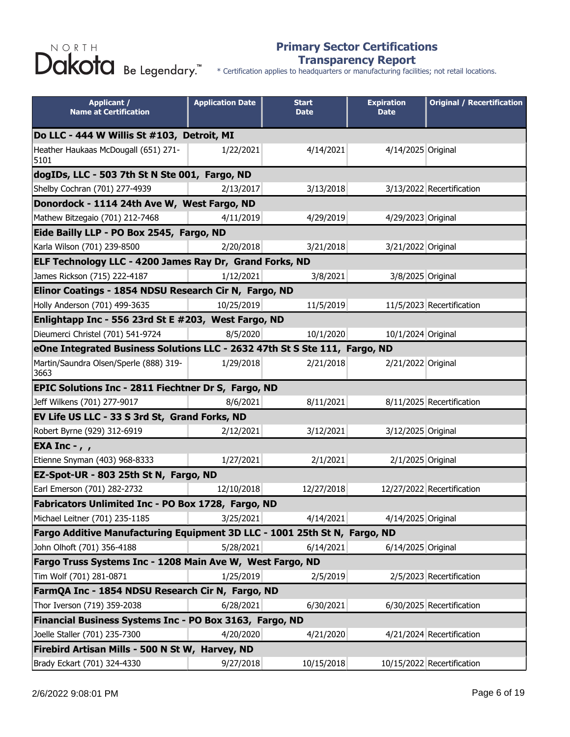# Primary Sector Certifications Transparency Report

\* Certification applies to headquarters or manufacturing facilities; not retail locations.

| Applicant / Name at Certification | Application Date | Start Date | Expiration Date | Original / Recertification |
|---|---|---|---|---|
| **Do LLC - 444 W Willis St #103, Detroit, MI** | | | | |
| Heather Haukaas McDougall (651) 271-5101 | 1/22/2021 | 4/14/2021 | 4/14/2025 | Original |
| **dogIDs, LLC - 503 7th St N Ste 001, Fargo, ND** | | | | |
| Shelby Cochran (701) 277-4939 | 2/13/2017 | 3/13/2018 | 3/13/2022 | Recertification |
| **Donordock - 1114 24th Ave W, West Fargo, ND** | | | | |
| Mathew Bitzegaio (701) 212-7468 | 4/11/2019 | 4/29/2019 | 4/29/2023 | Original |
| **Eide Bailly LLP - PO Box 2545, Fargo, ND** | | | | |
| Karla Wilson (701) 239-8500 | 2/20/2018 | 3/21/2018 | 3/21/2022 | Original |
| **ELF Technology LLC - 4200 James Ray Dr, Grand Forks, ND** | | | | |
| James Rickson (715) 222-4187 | 1/12/2021 | 3/8/2021 | 3/8/2025 | Original |
| **Elinor Coatings - 1854 NDSU Research Cir N, Fargo, ND** | | | | |
| Holly Anderson (701) 499-3635 | 10/25/2019 | 11/5/2019 | 11/5/2023 | Recertification |
| **Enlightapp Inc - 556 23rd St E #203, West Fargo, ND** | | | | |
| Dieumerci Christel (701) 541-9724 | 8/5/2020 | 10/1/2020 | 10/1/2024 | Original |
| **eOne Integrated Business Solutions LLC - 2632 47th St S Ste 111, Fargo, ND** | | | | |
| Martin/Saundra Olsen/Sperle (888) 319-3663 | 1/29/2018 | 2/21/2018 | 2/21/2022 | Original |
| **EPIC Solutions Inc - 2811 Fiechtner Dr S, Fargo, ND** | | | | |
| Jeff Wilkens (701) 277-9017 | 8/6/2021 | 8/11/2021 | 8/11/2025 | Recertification |
| **EV Life US LLC - 33 S 3rd St, Grand Forks, ND** | | | | |
| Robert Byrne (929) 312-6919 | 2/12/2021 | 3/12/2021 | 3/12/2025 | Original |
| **EXA Inc - , ,** | | | | |
| Etienne Snyman (403) 968-8333 | 1/27/2021 | 2/1/2021 | 2/1/2025 | Original |
| **EZ-Spot-UR - 803 25th St N, Fargo, ND** | | | | |
| Earl Emerson (701) 282-2732 | 12/10/2018 | 12/27/2018 | 12/27/2022 | Recertification |
| **Fabricators Unlimited Inc - PO Box 1728, Fargo, ND** | | | | |
| Michael Leitner (701) 235-1185 | 3/25/2021 | 4/14/2021 | 4/14/2025 | Original |
| **Fargo Additive Manufacturing Equipment 3D LLC - 1001 25th St N, Fargo, ND** | | | | |
| John Olhoft (701) 356-4188 | 5/28/2021 | 6/14/2021 | 6/14/2025 | Original |
| **Fargo Truss Systems Inc - 1208 Main Ave W, West Fargo, ND** | | | | |
| Tim Wolf (701) 281-0871 | 1/25/2019 | 2/5/2019 | 2/5/2023 | Recertification |
| **FarmQA Inc - 1854 NDSU Research Cir N, Fargo, ND** | | | | |
| Thor Iverson (719) 359-2038 | 6/28/2021 | 6/30/2021 | 6/30/2025 | Recertification |
| **Financial Business Systems Inc - PO Box 3163, Fargo, ND** | | | | |
| Joelle Staller (701) 235-7300 | 4/20/2020 | 4/21/2020 | 4/21/2024 | Recertification |
| **Firebird Artisan Mills - 500 N St W, Harvey, ND** | | | | |
| Brady Eckart (701) 324-4330 | 9/27/2018 | 10/15/2018 | 10/15/2022 | Recertification |

2/6/2022 9:08:01 PM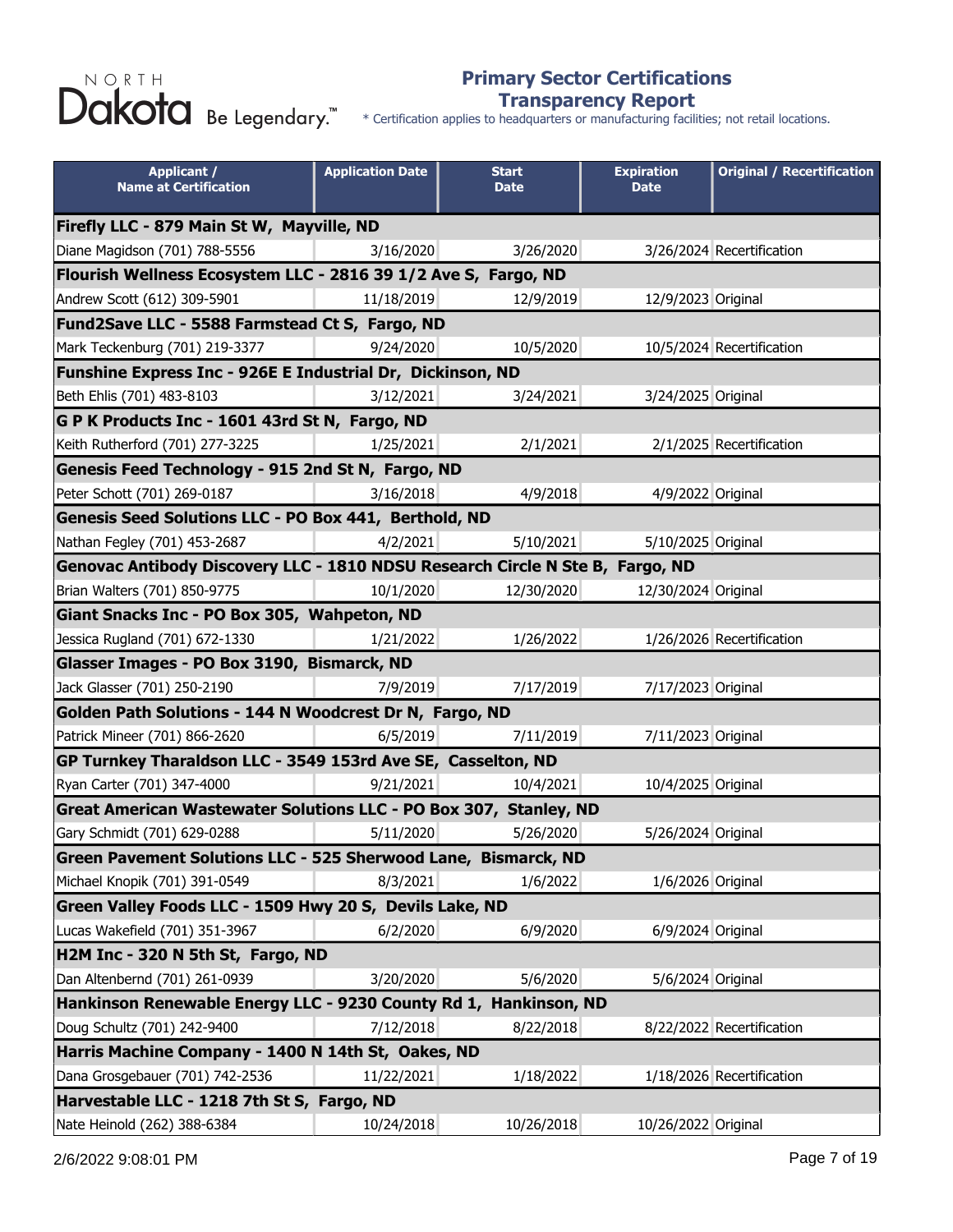NORTH Dakota Be Legendary.™

# Primary Sector Certifications Transparency Report

\* Certification applies to headquarters or manufacturing facilities; not retail locations.

| Applicant / Name at Certification | Application Date | Start Date | Expiration Date | Original / Recertification |
|---|---|---|---|---|
| **Firefly LLC - 879 Main St W, Mayville, ND** | | | | |
| Diane Magidson (701) 788-5556 | 3/16/2020 | 3/26/2020 | 3/26/2024 | Recertification |
| **Flourish Wellness Ecosystem LLC - 2816 39 1/2 Ave S, Fargo, ND** | | | | |
| Andrew Scott (612) 309-5901 | 11/18/2019 | 12/9/2019 | 12/9/2023 | Original |
| **Fund2Save LLC - 5588 Farmstead Ct S, Fargo, ND** | | | | |
| Mark Teckenburg (701) 219-3377 | 9/24/2020 | 10/5/2020 | 10/5/2024 | Recertification |
| **Funshine Express Inc - 926E E Industrial Dr, Dickinson, ND** | | | | |
| Beth Ehlis (701) 483-8103 | 3/12/2021 | 3/24/2021 | 3/24/2025 | Original |
| **G P K Products Inc - 1601 43rd St N, Fargo, ND** | | | | |
| Keith Rutherford (701) 277-3225 | 1/25/2021 | 2/1/2021 | 2/1/2025 | Recertification |
| **Genesis Feed Technology - 915 2nd St N, Fargo, ND** | | | | |
| Peter Schott (701) 269-0187 | 3/16/2018 | 4/9/2018 | 4/9/2022 | Original |
| **Genesis Seed Solutions LLC - PO Box 441, Berthold, ND** | | | | |
| Nathan Fegley (701) 453-2687 | 4/2/2021 | 5/10/2021 | 5/10/2025 | Original |
| **Genovac Antibody Discovery LLC - 1810 NDSU Research Circle N Ste B, Fargo, ND** | | | | |
| Brian Walters (701) 850-9775 | 10/1/2020 | 12/30/2020 | 12/30/2024 | Original |
| **Giant Snacks Inc - PO Box 305, Wahpeton, ND** | | | | |
| Jessica Rugland (701) 672-1330 | 1/21/2022 | 1/26/2022 | 1/26/2026 | Recertification |
| **Glasser Images - PO Box 3190, Bismarck, ND** | | | | |
| Jack Glasser (701) 250-2190 | 7/9/2019 | 7/17/2019 | 7/17/2023 | Original |
| **Golden Path Solutions - 144 N Woodcrest Dr N, Fargo, ND** | | | | |
| Patrick Mineer (701) 866-2620 | 6/5/2019 | 7/11/2019 | 7/11/2023 | Original |
| **GP Turnkey Tharaldson LLC - 3549 153rd Ave SE, Casselton, ND** | | | | |
| Ryan Carter (701) 347-4000 | 9/21/2021 | 10/4/2021 | 10/4/2025 | Original |
| **Great American Wastewater Solutions LLC - PO Box 307, Stanley, ND** | | | | |
| Gary Schmidt (701) 629-0288 | 5/11/2020 | 5/26/2020 | 5/26/2024 | Original |
| **Green Pavement Solutions LLC - 525 Sherwood Lane, Bismarck, ND** | | | | |
| Michael Knopik (701) 391-0549 | 8/3/2021 | 1/6/2022 | 1/6/2026 | Original |
| **Green Valley Foods LLC - 1509 Hwy 20 S, Devils Lake, ND** | | | | |
| Lucas Wakefield (701) 351-3967 | 6/2/2020 | 6/9/2020 | 6/9/2024 | Original |
| **H2M Inc - 320 N 5th St, Fargo, ND** | | | | |
| Dan Altenbernd (701) 261-0939 | 3/20/2020 | 5/6/2020 | 5/6/2024 | Original |
| **Hankinson Renewable Energy LLC - 9230 County Rd 1, Hankinson, ND** | | | | |
| Doug Schultz (701) 242-9400 | 7/12/2018 | 8/22/2018 | 8/22/2022 | Recertification |
| **Harris Machine Company - 1400 N 14th St, Oakes, ND** | | | | |
| Dana Grosgebauer (701) 742-2536 | 11/22/2021 | 1/18/2022 | 1/18/2026 | Recertification |
| **Harvestable LLC - 1218 7th St S, Fargo, ND** | | | | |
| Nate Heinold (262) 388-6384 | 10/24/2018 | 10/26/2018 | 10/26/2022 | Original |

2/6/2022 9:08:01 PM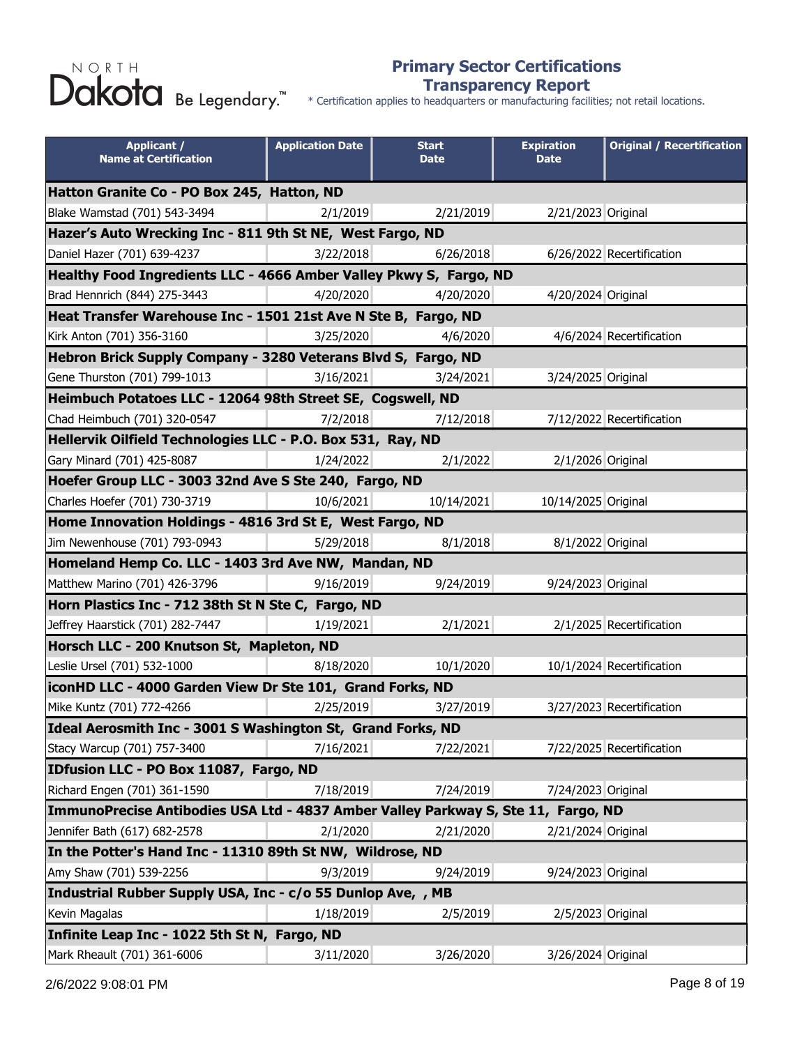NORTH Dakota Be Legendary.™

# Primary Sector Certifications Transparency Report

\* Certification applies to headquarters or manufacturing facilities; not retail locations.

| Applicant / Name at Certification | Application Date | Start Date | Expiration Date | Original / Recertification |
|---|---|---|---|---|
| **Hatton Granite Co - PO Box 245,  Hatton, ND** | | | | |
| Blake Wamstad (701) 543-3494 | 2/1/2019 | 2/21/2019 | 2/21/2023 | Original |
| **Hazer's Auto Wrecking Inc - 811 9th St NE,  West Fargo, ND** | | | | |
| Daniel Hazer (701) 639-4237 | 3/22/2018 | 6/26/2018 | 6/26/2022 | Recertification |
| **Healthy Food Ingredients LLC - 4666 Amber Valley Pkwy S,  Fargo, ND** | | | | |
| Brad Hennrich (844) 275-3443 | 4/20/2020 | 4/20/2020 | 4/20/2024 | Original |
| **Heat Transfer Warehouse Inc - 1501 21st Ave N Ste B,  Fargo, ND** | | | | |
| Kirk Anton (701) 356-3160 | 3/25/2020 | 4/6/2020 | 4/6/2024 | Recertification |
| **Hebron Brick Supply Company - 3280 Veterans Blvd S,  Fargo, ND** | | | | |
| Gene Thurston (701) 799-1013 | 3/16/2021 | 3/24/2021 | 3/24/2025 | Original |
| **Heimbuch Potatoes LLC - 12064 98th Street SE,  Cogswell, ND** | | | | |
| Chad Heimbuch (701) 320-0547 | 7/2/2018 | 7/12/2018 | 7/12/2022 | Recertification |
| **Hellervik Oilfield Technologies LLC - P.O. Box 531,  Ray, ND** | | | | |
| Gary Minard (701) 425-8087 | 1/24/2022 | 2/1/2022 | 2/1/2026 | Original |
| **Hoefer Group LLC - 3003 32nd Ave S Ste 240,  Fargo, ND** | | | | |
| Charles Hoefer (701) 730-3719 | 10/6/2021 | 10/14/2021 | 10/14/2025 | Original |
| **Home Innovation Holdings - 4816 3rd St E,  West Fargo, ND** | | | | |
| Jim Newenhouse (701) 793-0943 | 5/29/2018 | 8/1/2018 | 8/1/2022 | Original |
| **Homeland Hemp Co. LLC - 1403 3rd Ave NW,  Mandan, ND** | | | | |
| Matthew Marino (701) 426-3796 | 9/16/2019 | 9/24/2019 | 9/24/2023 | Original |
| **Horn Plastics Inc - 712 38th St N Ste C,  Fargo, ND** | | | | |
| Jeffrey Haarstick (701) 282-7447 | 1/19/2021 | 2/1/2021 | 2/1/2025 | Recertification |
| **Horsch LLC - 200 Knutson St,  Mapleton, ND** | | | | |
| Leslie Ursel (701) 532-1000 | 8/18/2020 | 10/1/2020 | 10/1/2024 | Recertification |
| **iconHD LLC - 4000 Garden View Dr Ste 101,  Grand Forks, ND** | | | | |
| Mike Kuntz (701) 772-4266 | 2/25/2019 | 3/27/2019 | 3/27/2023 | Recertification |
| **Ideal Aerosmith Inc - 3001 S Washington St,  Grand Forks, ND** | | | | |
| Stacy Warcup (701) 757-3400 | 7/16/2021 | 7/22/2021 | 7/22/2025 | Recertification |
| **IDfusion LLC - PO Box 11087,  Fargo, ND** | | | | |
| Richard Engen (701) 361-1590 | 7/18/2019 | 7/24/2019 | 7/24/2023 | Original |
| **ImmunoPrecise Antibodies USA Ltd - 4837 Amber Valley Parkway S, Ste 11,  Fargo, ND** | | | | |
| Jennifer Bath (617) 682-2578 | 2/1/2020 | 2/21/2020 | 2/21/2024 | Original |
| **In the Potter's Hand Inc - 11310 89th St NW,  Wildrose, ND** | | | | |
| Amy Shaw (701) 539-2256 | 9/3/2019 | 9/24/2019 | 9/24/2023 | Original |
| **Industrial Rubber Supply USA, Inc - c/o 55 Dunlop Ave,  , MB** | | | | |
| Kevin Magalas | 1/18/2019 | 2/5/2019 | 2/5/2023 | Original |
| **Infinite Leap Inc - 1022 5th St N,  Fargo, ND** | | | | |
| Mark Rheault (701) 361-6006 | 3/11/2020 | 3/26/2020 | 3/26/2024 | Original |

2/6/2022 9:08:01 PM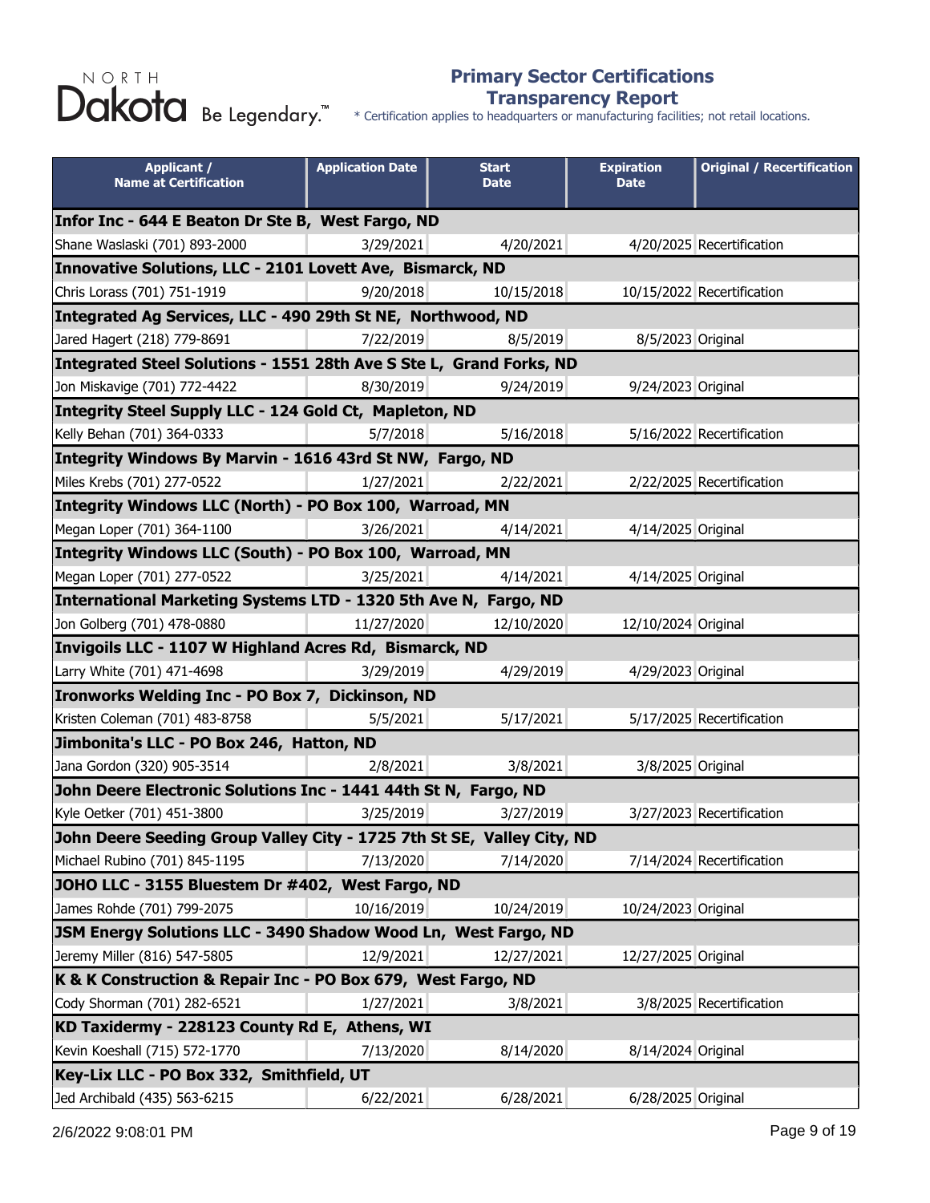NORTH Dakota Be Legendary.™

# Primary Sector Certifications Transparency Report

\* Certification applies to headquarters or manufacturing facilities; not retail locations.

| Applicant / Name at Certification | Application Date | Start Date | Expiration Date | Original / Recertification |
|---|---|---|---|---|
| **Infor Inc - 644 E Beaton Dr Ste B, West Fargo, ND** | | | | |
| Shane Waslaski (701) 893-2000 | 3/29/2021 | 4/20/2021 | 4/20/2025 | Recertification |
| **Innovative Solutions, LLC - 2101 Lovett Ave, Bismarck, ND** | | | | |
| Chris Lorass (701) 751-1919 | 9/20/2018 | 10/15/2018 | 10/15/2022 | Recertification |
| **Integrated Ag Services, LLC - 490 29th St NE, Northwood, ND** | | | | |
| Jared Hagert (218) 779-8691 | 7/22/2019 | 8/5/2019 | 8/5/2023 | Original |
| **Integrated Steel Solutions - 1551 28th Ave S Ste L, Grand Forks, ND** | | | | |
| Jon Miskavige (701) 772-4422 | 8/30/2019 | 9/24/2019 | 9/24/2023 | Original |
| **Integrity Steel Supply LLC - 124 Gold Ct, Mapleton, ND** | | | | |
| Kelly Behan (701) 364-0333 | 5/7/2018 | 5/16/2018 | 5/16/2022 | Recertification |
| **Integrity Windows By Marvin - 1616 43rd St NW, Fargo, ND** | | | | |
| Miles Krebs (701) 277-0522 | 1/27/2021 | 2/22/2021 | 2/22/2025 | Recertification |
| **Integrity Windows LLC (North) - PO Box 100, Warroad, MN** | | | | |
| Megan Loper (701) 364-1100 | 3/26/2021 | 4/14/2021 | 4/14/2025 | Original |
| **Integrity Windows LLC (South) - PO Box 100, Warroad, MN** | | | | |
| Megan Loper (701) 277-0522 | 3/25/2021 | 4/14/2021 | 4/14/2025 | Original |
| **International Marketing Systems LTD - 1320 5th Ave N, Fargo, ND** | | | | |
| Jon Golberg (701) 478-0880 | 11/27/2020 | 12/10/2020 | 12/10/2024 | Original |
| **Invigoils LLC - 1107 W Highland Acres Rd, Bismarck, ND** | | | | |
| Larry White (701) 471-4698 | 3/29/2019 | 4/29/2019 | 4/29/2023 | Original |
| **Ironworks Welding Inc - PO Box 7, Dickinson, ND** | | | | |
| Kristen Coleman (701) 483-8758 | 5/5/2021 | 5/17/2021 | 5/17/2025 | Recertification |
| **Jimbonita's LLC - PO Box 246, Hatton, ND** | | | | |
| Jana Gordon (320) 905-3514 | 2/8/2021 | 3/8/2021 | 3/8/2025 | Original |
| **John Deere Electronic Solutions Inc - 1441 44th St N, Fargo, ND** | | | | |
| Kyle Oetker (701) 451-3800 | 3/25/2019 | 3/27/2019 | 3/27/2023 | Recertification |
| **John Deere Seeding Group Valley City - 1725 7th St SE, Valley City, ND** | | | | |
| Michael Rubino (701) 845-1195 | 7/13/2020 | 7/14/2020 | 7/14/2024 | Recertification |
| **JOHO LLC - 3155 Bluestem Dr #402, West Fargo, ND** | | | | |
| James Rohde (701) 799-2075 | 10/16/2019 | 10/24/2019 | 10/24/2023 | Original |
| **JSM Energy Solutions LLC - 3490 Shadow Wood Ln, West Fargo, ND** | | | | |
| Jeremy Miller (816) 547-5805 | 12/9/2021 | 12/27/2021 | 12/27/2025 | Original |
| **K & K Construction & Repair Inc - PO Box 679, West Fargo, ND** | | | | |
| Cody Shorman (701) 282-6521 | 1/27/2021 | 3/8/2021 | 3/8/2025 | Recertification |
| **KD Taxidermy - 228123 County Rd E, Athens, WI** | | | | |
| Kevin Koeshall (715) 572-1770 | 7/13/2020 | 8/14/2020 | 8/14/2024 | Original |
| **Key-Lix LLC - PO Box 332, Smithfield, UT** | | | | |
| Jed Archibald (435) 563-6215 | 6/22/2021 | 6/28/2021 | 6/28/2025 | Original |

2/6/2022 9:08:01 PM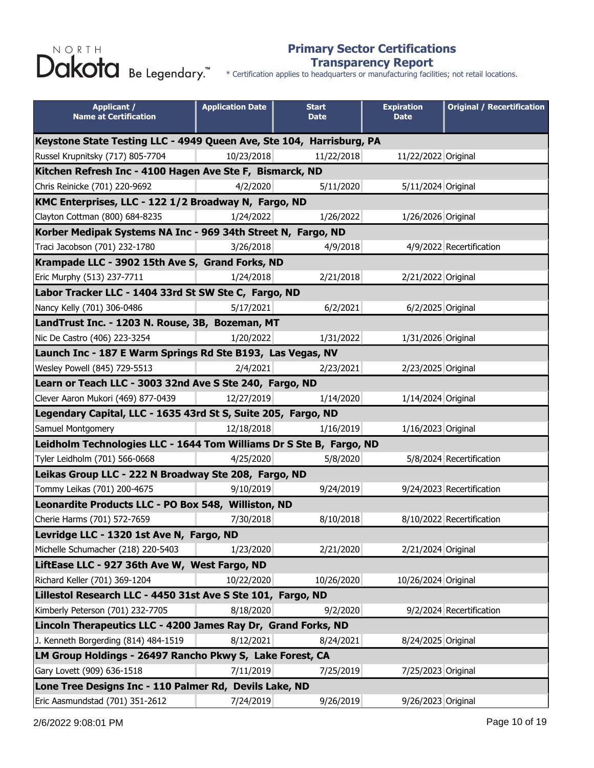# Primary Sector Certifications Transparency Report

\* Certification applies to headquarters or manufacturing facilities; not retail locations.

| Applicant / Name at Certification | Application Date | Start Date | Expiration Date | Original / Recertification |
|---|---|---|---|---|
| **Keystone State Testing LLC - 4949 Queen Ave, Ste 104, Harrisburg, PA** | | | | |
| Russel Krupnitsky (717) 805-7704 | 10/23/2018 | 11/22/2018 | 11/22/2022 | Original |
| **Kitchen Refresh Inc - 4100 Hagen Ave Ste F, Bismarck, ND** | | | | |
| Chris Reinicke (701) 220-9692 | 4/2/2020 | 5/11/2020 | 5/11/2024 | Original |
| **KMC Enterprises, LLC - 122 1/2 Broadway N, Fargo, ND** | | | | |
| Clayton Cottman (800) 684-8235 | 1/24/2022 | 1/26/2022 | 1/26/2026 | Original |
| **Korber Medipak Systems NA Inc - 969 34th Street N, Fargo, ND** | | | | |
| Traci Jacobson (701) 232-1780 | 3/26/2018 | 4/9/2018 | 4/9/2022 | Recertification |
| **Krampade LLC - 3902 15th Ave S, Grand Forks, ND** | | | | |
| Eric Murphy (513) 237-7711 | 1/24/2018 | 2/21/2018 | 2/21/2022 | Original |
| **Labor Tracker LLC - 1404 33rd St SW Ste C, Fargo, ND** | | | | |
| Nancy Kelly (701) 306-0486 | 5/17/2021 | 6/2/2021 | 6/2/2025 | Original |
| **LandTrust Inc. - 1203 N. Rouse, 3B, Bozeman, MT** | | | | |
| Nic De Castro (406) 223-3254 | 1/20/2022 | 1/31/2022 | 1/31/2026 | Original |
| **Launch Inc - 187 E Warm Springs Rd Ste B193, Las Vegas, NV** | | | | |
| Wesley Powell (845) 729-5513 | 2/4/2021 | 2/23/2021 | 2/23/2025 | Original |
| **Learn or Teach LLC - 3003 32nd Ave S Ste 240, Fargo, ND** | | | | |
| Clever Aaron Mukori (469) 877-0439 | 12/27/2019 | 1/14/2020 | 1/14/2024 | Original |
| **Legendary Capital, LLC - 1635 43rd St S, Suite 205, Fargo, ND** | | | | |
| Samuel Montgomery | 12/18/2018 | 1/16/2019 | 1/16/2023 | Original |
| **Leidholm Technologies LLC - 1644 Tom Williams Dr S Ste B, Fargo, ND** | | | | |
| Tyler Leidholm (701) 566-0668 | 4/25/2020 | 5/8/2020 | 5/8/2024 | Recertification |
| **Leikas Group LLC - 222 N Broadway Ste 208, Fargo, ND** | | | | |
| Tommy Leikas (701) 200-4675 | 9/10/2019 | 9/24/2019 | 9/24/2023 | Recertification |
| **Leonardite Products LLC - PO Box 548, Williston, ND** | | | | |
| Cherie Harms (701) 572-7659 | 7/30/2018 | 8/10/2018 | 8/10/2022 | Recertification |
| **Levridge LLC - 1320 1st Ave N, Fargo, ND** | | | | |
| Michelle Schumacher (218) 220-5403 | 1/23/2020 | 2/21/2020 | 2/21/2024 | Original |
| **LiftEase LLC - 927 36th Ave W, West Fargo, ND** | | | | |
| Richard Keller (701) 369-1204 | 10/22/2020 | 10/26/2020 | 10/26/2024 | Original |
| **Lillestol Research LLC - 4450 31st Ave S Ste 101, Fargo, ND** | | | | |
| Kimberly Peterson (701) 232-7705 | 8/18/2020 | 9/2/2020 | 9/2/2024 | Recertification |
| **Lincoln Therapeutics LLC - 4200 James Ray Dr, Grand Forks, ND** | | | | |
| J. Kenneth Borgerding (814) 484-1519 | 8/12/2021 | 8/24/2021 | 8/24/2025 | Original |
| **LM Group Holdings - 26497 Rancho Pkwy S, Lake Forest, CA** | | | | |
| Gary Lovett (909) 636-1518 | 7/11/2019 | 7/25/2019 | 7/25/2023 | Original |
| **Lone Tree Designs Inc - 110 Palmer Rd, Devils Lake, ND** | | | | |
| Eric Aasmundstad (701) 351-2612 | 7/24/2019 | 9/26/2019 | 9/26/2023 | Original |

2/6/2022 9:08:01 PM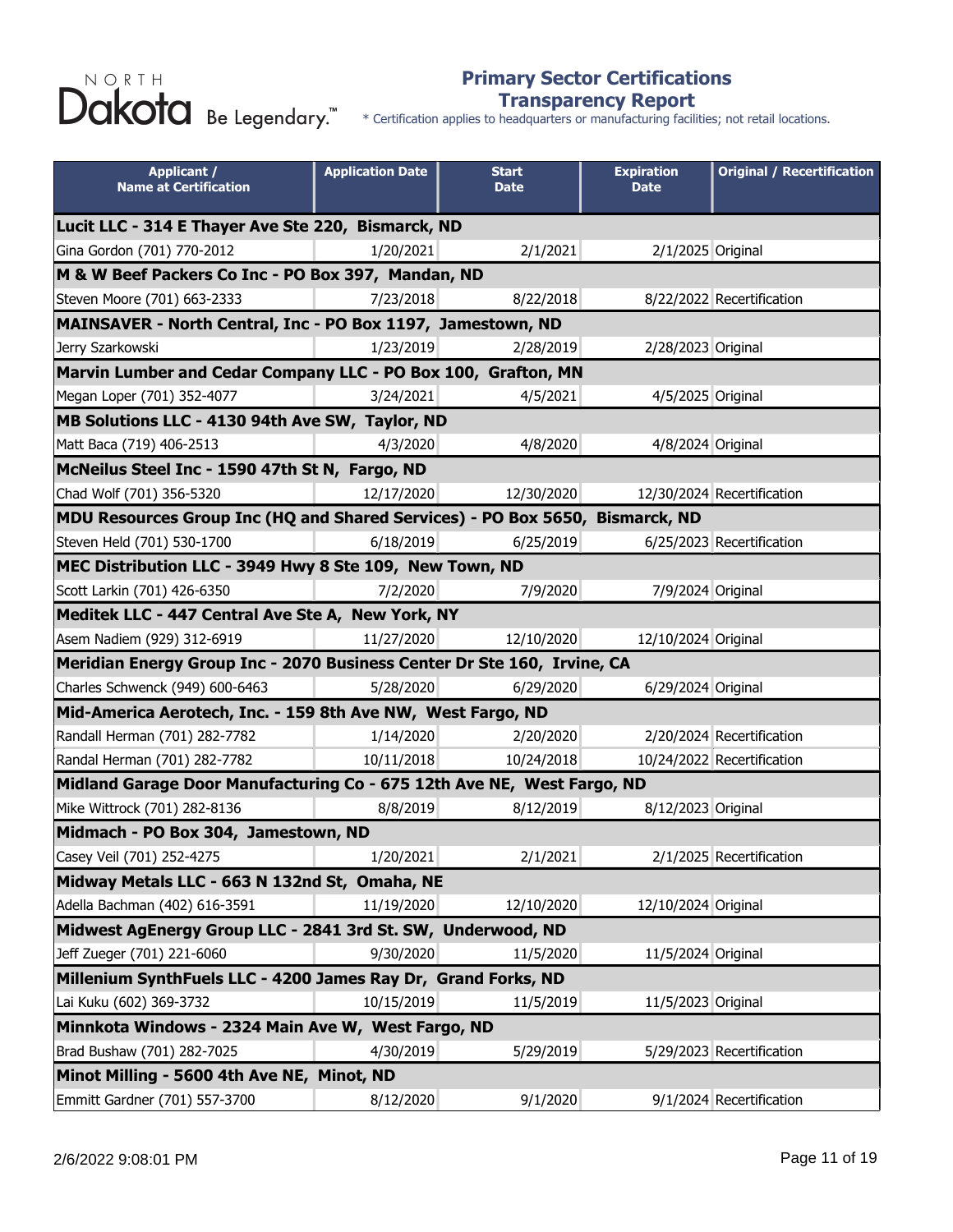NORTH Dakota Be Legendary.™

# Primary Sector Certifications Transparency Report

\* Certification applies to headquarters or manufacturing facilities; not retail locations.

| Applicant / Name at Certification | Application Date | Start Date | Expiration Date | Original / Recertification |
|---|---|---|---|---|
| **Lucit LLC - 314 E Thayer Ave Ste 220, Bismarck, ND** | | | | |
| Gina Gordon (701) 770-2012 | 1/20/2021 | 2/1/2021 | 2/1/2025 | Original |
| **M & W Beef Packers Co Inc - PO Box 397, Mandan, ND** | | | | |
| Steven Moore (701) 663-2333 | 7/23/2018 | 8/22/2018 | 8/22/2022 | Recertification |
| **MAINSAVER - North Central, Inc - PO Box 1197, Jamestown, ND** | | | | |
| Jerry Szarkowski | 1/23/2019 | 2/28/2019 | 2/28/2023 | Original |
| **Marvin Lumber and Cedar Company LLC - PO Box 100, Grafton, MN** | | | | |
| Megan Loper (701) 352-4077 | 3/24/2021 | 4/5/2021 | 4/5/2025 | Original |
| **MB Solutions LLC - 4130 94th Ave SW, Taylor, ND** | | | | |
| Matt Baca (719) 406-2513 | 4/3/2020 | 4/8/2020 | 4/8/2024 | Original |
| **McNeilus Steel Inc - 1590 47th St N, Fargo, ND** | | | | |
| Chad Wolf (701) 356-5320 | 12/17/2020 | 12/30/2020 | 12/30/2024 | Recertification |
| **MDU Resources Group Inc (HQ and Shared Services) - PO Box 5650, Bismarck, ND** | | | | |
| Steven Held (701) 530-1700 | 6/18/2019 | 6/25/2019 | 6/25/2023 | Recertification |
| **MEC Distribution LLC - 3949 Hwy 8 Ste 109, New Town, ND** | | | | |
| Scott Larkin (701) 426-6350 | 7/2/2020 | 7/9/2020 | 7/9/2024 | Original |
| **Meditek LLC - 447 Central Ave Ste A, New York, NY** | | | | |
| Asem Nadiem (929) 312-6919 | 11/27/2020 | 12/10/2020 | 12/10/2024 | Original |
| **Meridian Energy Group Inc - 2070 Business Center Dr Ste 160, Irvine, CA** | | | | |
| Charles Schwenck (949) 600-6463 | 5/28/2020 | 6/29/2020 | 6/29/2024 | Original |
| **Mid-America Aerotech, Inc. - 159 8th Ave NW, West Fargo, ND** | | | | |
| Randall Herman (701) 282-7782 | 1/14/2020 | 2/20/2020 | 2/20/2024 | Recertification |
| Randal Herman (701) 282-7782 | 10/11/2018 | 10/24/2018 | 10/24/2022 | Recertification |
| **Midland Garage Door Manufacturing Co - 675 12th Ave NE, West Fargo, ND** | | | | |
| Mike Wittrock (701) 282-8136 | 8/8/2019 | 8/12/2019 | 8/12/2023 | Original |
| **Midmach - PO Box 304, Jamestown, ND** | | | | |
| Casey Veil (701) 252-4275 | 1/20/2021 | 2/1/2021 | 2/1/2025 | Recertification |
| **Midway Metals LLC - 663 N 132nd St, Omaha, NE** | | | | |
| Adella Bachman (402) 616-3591 | 11/19/2020 | 12/10/2020 | 12/10/2024 | Original |
| **Midwest AgEnergy Group LLC - 2841 3rd St. SW, Underwood, ND** | | | | |
| Jeff Zueger (701) 221-6060 | 9/30/2020 | 11/5/2020 | 11/5/2024 | Original |
| **Millenium SynthFuels LLC - 4200 James Ray Dr, Grand Forks, ND** | | | | |
| Lai Kuku (602) 369-3732 | 10/15/2019 | 11/5/2019 | 11/5/2023 | Original |
| **Minnkota Windows - 2324 Main Ave W, West Fargo, ND** | | | | |
| Brad Bushaw (701) 282-7025 | 4/30/2019 | 5/29/2019 | 5/29/2023 | Recertification |
| **Minot Milling - 5600 4th Ave NE, Minot, ND** | | | | |
| Emmitt Gardner (701) 557-3700 | 8/12/2020 | 9/1/2020 | 9/1/2024 | Recertification |

2/6/2022 9:08:01 PM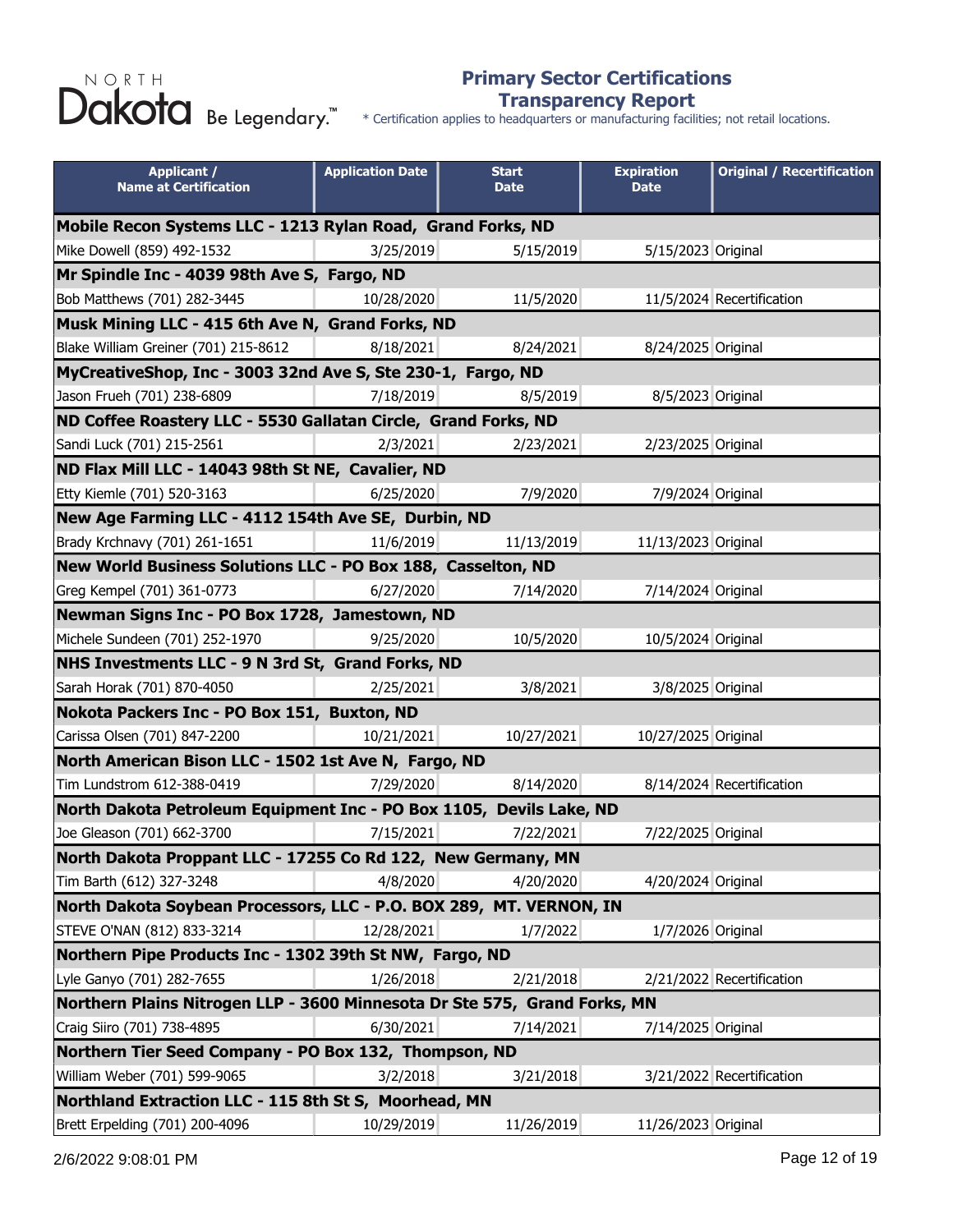# Primary Sector Certifications Transparency Report

\* Certification applies to headquarters or manufacturing facilities; not retail locations.

| Applicant / Name at Certification | Application Date | Start Date | Expiration Date | Original / Recertification |
|---|---|---|---|---|
| **Mobile Recon Systems LLC - 1213 Rylan Road, Grand Forks, ND** | | | | |
| Mike Dowell (859) 492-1532 | 3/25/2019 | 5/15/2019 | 5/15/2023 | Original |
| **Mr Spindle Inc - 4039 98th Ave S, Fargo, ND** | | | | |
| Bob Matthews (701) 282-3445 | 10/28/2020 | 11/5/2020 | 11/5/2024 | Recertification |
| **Musk Mining LLC - 415 6th Ave N, Grand Forks, ND** | | | | |
| Blake William Greiner (701) 215-8612 | 8/18/2021 | 8/24/2021 | 8/24/2025 | Original |
| **MyCreativeShop, Inc - 3003 32nd Ave S, Ste 230-1, Fargo, ND** | | | | |
| Jason Frueh (701) 238-6809 | 7/18/2019 | 8/5/2019 | 8/5/2023 | Original |
| **ND Coffee Roastery LLC - 5530 Gallatan Circle, Grand Forks, ND** | | | | |
| Sandi Luck (701) 215-2561 | 2/3/2021 | 2/23/2021 | 2/23/2025 | Original |
| **ND Flax Mill LLC - 14043 98th St NE, Cavalier, ND** | | | | |
| Etty Kiemle (701) 520-3163 | 6/25/2020 | 7/9/2020 | 7/9/2024 | Original |
| **New Age Farming LLC - 4112 154th Ave SE, Durbin, ND** | | | | |
| Brady Krchnavy (701) 261-1651 | 11/6/2019 | 11/13/2019 | 11/13/2023 | Original |
| **New World Business Solutions LLC - PO Box 188, Casselton, ND** | | | | |
| Greg Kempel (701) 361-0773 | 6/27/2020 | 7/14/2020 | 7/14/2024 | Original |
| **Newman Signs Inc - PO Box 1728, Jamestown, ND** | | | | |
| Michele Sundeen (701) 252-1970 | 9/25/2020 | 10/5/2020 | 10/5/2024 | Original |
| **NHS Investments LLC - 9 N 3rd St, Grand Forks, ND** | | | | |
| Sarah Horak (701) 870-4050 | 2/25/2021 | 3/8/2021 | 3/8/2025 | Original |
| **Nokota Packers Inc - PO Box 151, Buxton, ND** | | | | |
| Carissa Olsen (701) 847-2200 | 10/21/2021 | 10/27/2021 | 10/27/2025 | Original |
| **North American Bison LLC - 1502 1st Ave N, Fargo, ND** | | | | |
| Tim Lundstrom 612-388-0419 | 7/29/2020 | 8/14/2020 | 8/14/2024 | Recertification |
| **North Dakota Petroleum Equipment Inc - PO Box 1105, Devils Lake, ND** | | | | |
| Joe Gleason (701) 662-3700 | 7/15/2021 | 7/22/2021 | 7/22/2025 | Original |
| **North Dakota Proppant LLC - 17255 Co Rd 122, New Germany, MN** | | | | |
| Tim Barth (612) 327-3248 | 4/8/2020 | 4/20/2020 | 4/20/2024 | Original |
| **North Dakota Soybean Processors, LLC - P.O. BOX 289, MT. VERNON, IN** | | | | |
| STEVE O'NAN (812) 833-3214 | 12/28/2021 | 1/7/2022 | 1/7/2026 | Original |
| **Northern Pipe Products Inc - 1302 39th St NW, Fargo, ND** | | | | |
| Lyle Ganyo (701) 282-7655 | 1/26/2018 | 2/21/2018 | 2/21/2022 | Recertification |
| **Northern Plains Nitrogen LLP - 3600 Minnesota Dr Ste 575, Grand Forks, MN** | | | | |
| Craig Siiro (701) 738-4895 | 6/30/2021 | 7/14/2021 | 7/14/2025 | Original |
| **Northern Tier Seed Company - PO Box 132, Thompson, ND** | | | | |
| William Weber (701) 599-9065 | 3/2/2018 | 3/21/2018 | 3/21/2022 | Recertification |
| **Northland Extraction LLC - 115 8th St S, Moorhead, MN** | | | | |
| Brett Erpelding (701) 200-4096 | 10/29/2019 | 11/26/2019 | 11/26/2023 | Original |

2/6/2022 9:08:01 PM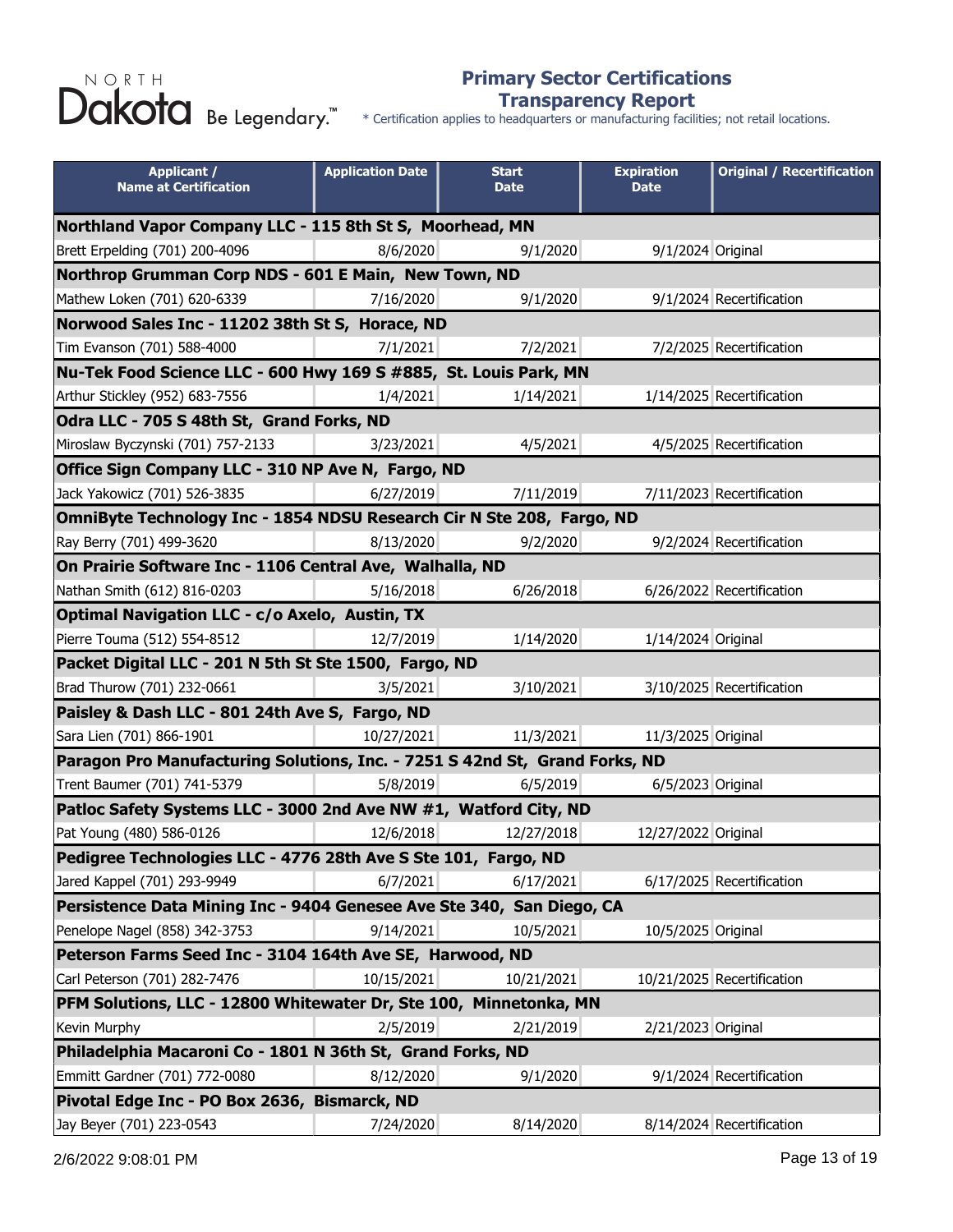# Primary Sector Certifications Transparency Report

\* Certification applies to headquarters or manufacturing facilities; not retail locations.

| Applicant / Name at Certification | Application Date | Start Date | Expiration Date | Original / Recertification |
|---|---|---|---|---|
| **Northland Vapor Company LLC - 115 8th St S, Moorhead, MN** | | | | |
| Brett Erpelding (701) 200-4096 | 8/6/2020 | 9/1/2020 | 9/1/2024 | Original |
| **Northrop Grumman Corp NDS - 601 E Main, New Town, ND** | | | | |
| Mathew Loken (701) 620-6339 | 7/16/2020 | 9/1/2020 | 9/1/2024 | Recertification |
| **Norwood Sales Inc - 11202 38th St S, Horace, ND** | | | | |
| Tim Evanson (701) 588-4000 | 7/1/2021 | 7/2/2021 | 7/2/2025 | Recertification |
| **Nu-Tek Food Science LLC - 600 Hwy 169 S #885, St. Louis Park, MN** | | | | |
| Arthur Stickley (952) 683-7556 | 1/4/2021 | 1/14/2021 | 1/14/2025 | Recertification |
| **Odra LLC - 705 S 48th St, Grand Forks, ND** | | | | |
| Miroslaw Byczynski (701) 757-2133 | 3/23/2021 | 4/5/2021 | 4/5/2025 | Recertification |
| **Office Sign Company LLC - 310 NP Ave N, Fargo, ND** | | | | |
| Jack Yakowicz (701) 526-3835 | 6/27/2019 | 7/11/2019 | 7/11/2023 | Recertification |
| **OmniByte Technology Inc - 1854 NDSU Research Cir N Ste 208, Fargo, ND** | | | | |
| Ray Berry (701) 499-3620 | 8/13/2020 | 9/2/2020 | 9/2/2024 | Recertification |
| **On Prairie Software Inc - 1106 Central Ave, Walhalla, ND** | | | | |
| Nathan Smith (612) 816-0203 | 5/16/2018 | 6/26/2018 | 6/26/2022 | Recertification |
| **Optimal Navigation LLC - c/o Axelo, Austin, TX** | | | | |
| Pierre Touma (512) 554-8512 | 12/7/2019 | 1/14/2020 | 1/14/2024 | Original |
| **Packet Digital LLC - 201 N 5th St Ste 1500, Fargo, ND** | | | | |
| Brad Thurow (701) 232-0661 | 3/5/2021 | 3/10/2021 | 3/10/2025 | Recertification |
| **Paisley & Dash LLC - 801 24th Ave S, Fargo, ND** | | | | |
| Sara Lien (701) 866-1901 | 10/27/2021 | 11/3/2021 | 11/3/2025 | Original |
| **Paragon Pro Manufacturing Solutions, Inc. - 7251 S 42nd St, Grand Forks, ND** | | | | |
| Trent Baumer (701) 741-5379 | 5/8/2019 | 6/5/2019 | 6/5/2023 | Original |
| **Patloc Safety Systems LLC - 3000 2nd Ave NW #1, Watford City, ND** | | | | |
| Pat Young (480) 586-0126 | 12/6/2018 | 12/27/2018 | 12/27/2022 | Original |
| **Pedigree Technologies LLC - 4776 28th Ave S Ste 101, Fargo, ND** | | | | |
| Jared Kappel (701) 293-9949 | 6/7/2021 | 6/17/2021 | 6/17/2025 | Recertification |
| **Persistence Data Mining Inc - 9404 Genesee Ave Ste 340, San Diego, CA** | | | | |
| Penelope Nagel (858) 342-3753 | 9/14/2021 | 10/5/2021 | 10/5/2025 | Original |
| **Peterson Farms Seed Inc - 3104 164th Ave SE, Harwood, ND** | | | | |
| Carl Peterson (701) 282-7476 | 10/15/2021 | 10/21/2021 | 10/21/2025 | Recertification |
| **PFM Solutions, LLC - 12800 Whitewater Dr, Ste 100, Minnetonka, MN** | | | | |
| Kevin Murphy | 2/5/2019 | 2/21/2019 | 2/21/2023 | Original |
| **Philadelphia Macaroni Co - 1801 N 36th St, Grand Forks, ND** | | | | |
| Emmitt Gardner (701) 772-0080 | 8/12/2020 | 9/1/2020 | 9/1/2024 | Recertification |
| **Pivotal Edge Inc - PO Box 2636, Bismarck, ND** | | | | |
| Jay Beyer (701) 223-0543 | 7/24/2020 | 8/14/2020 | 8/14/2024 | Recertification |

2/6/2022 9:08:01 PM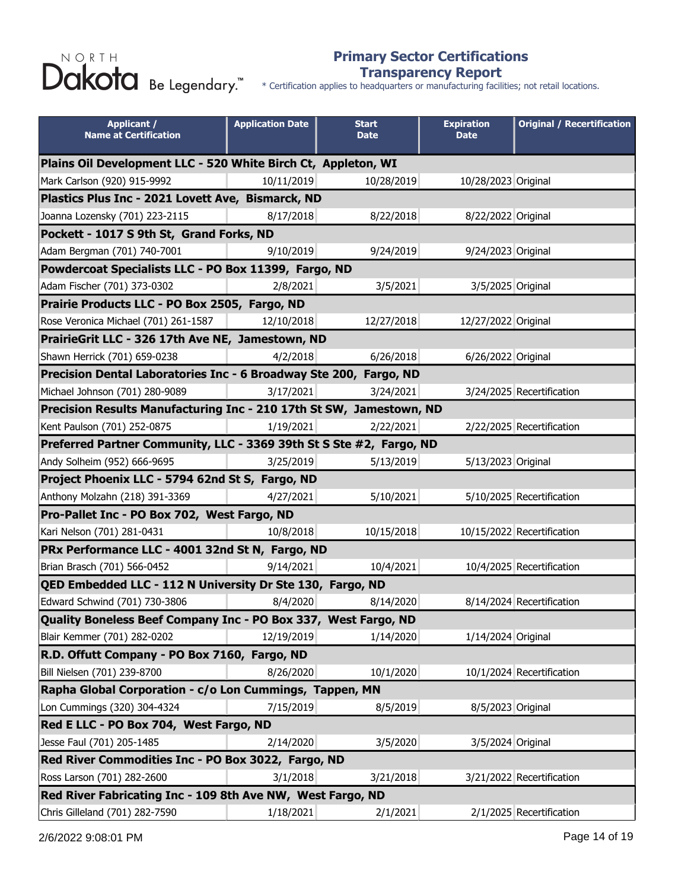# Primary Sector Certifications Transparency Report

\* Certification applies to headquarters or manufacturing facilities; not retail locations.

| Applicant / Name at Certification | Application Date | Start Date | Expiration Date | Original / Recertification |
|---|---|---|---|---|
| **Plains Oil Development LLC - 520 White Birch Ct, Appleton, WI** | | | | |
| Mark Carlson (920) 915-9992 | 10/11/2019 | 10/28/2019 | 10/28/2023 | Original |
| **Plastics Plus Inc - 2021 Lovett Ave, Bismarck, ND** | | | | |
| Joanna Lozensky (701) 223-2115 | 8/17/2018 | 8/22/2018 | 8/22/2022 | Original |
| **Pockett - 1017 S 9th St, Grand Forks, ND** | | | | |
| Adam Bergman (701) 740-7001 | 9/10/2019 | 9/24/2019 | 9/24/2023 | Original |
| **Powdercoat Specialists LLC - PO Box 11399, Fargo, ND** | | | | |
| Adam Fischer (701) 373-0302 | 2/8/2021 | 3/5/2021 | 3/5/2025 | Original |
| **Prairie Products LLC - PO Box 2505, Fargo, ND** | | | | |
| Rose Veronica Michael (701) 261-1587 | 12/10/2018 | 12/27/2018 | 12/27/2022 | Original |
| **PrairieGrit LLC - 326 17th Ave NE, Jamestown, ND** | | | | |
| Shawn Herrick (701) 659-0238 | 4/2/2018 | 6/26/2018 | 6/26/2022 | Original |
| **Precision Dental Laboratories Inc - 6 Broadway Ste 200, Fargo, ND** | | | | |
| Michael Johnson (701) 280-9089 | 3/17/2021 | 3/24/2021 | 3/24/2025 | Recertification |
| **Precision Results Manufacturing Inc - 210 17th St SW, Jamestown, ND** | | | | |
| Kent Paulson (701) 252-0875 | 1/19/2021 | 2/22/2021 | 2/22/2025 | Recertification |
| **Preferred Partner Community, LLC - 3369 39th St S Ste #2, Fargo, ND** | | | | |
| Andy Solheim (952) 666-9695 | 3/25/2019 | 5/13/2019 | 5/13/2023 | Original |
| **Project Phoenix LLC - 5794 62nd St S, Fargo, ND** | | | | |
| Anthony Molzahn (218) 391-3369 | 4/27/2021 | 5/10/2021 | 5/10/2025 | Recertification |
| **Pro-Pallet Inc - PO Box 702, West Fargo, ND** | | | | |
| Kari Nelson (701) 281-0431 | 10/8/2018 | 10/15/2018 | 10/15/2022 | Recertification |
| **PRx Performance LLC - 4001 32nd St N, Fargo, ND** | | | | |
| Brian Brasch (701) 566-0452 | 9/14/2021 | 10/4/2021 | 10/4/2025 | Recertification |
| **QED Embedded LLC - 112 N University Dr Ste 130, Fargo, ND** | | | | |
| Edward Schwind (701) 730-3806 | 8/4/2020 | 8/14/2020 | 8/14/2024 | Recertification |
| **Quality Boneless Beef Company Inc - PO Box 337, West Fargo, ND** | | | | |
| Blair Kemmer (701) 282-0202 | 12/19/2019 | 1/14/2020 | 1/14/2024 | Original |
| **R.D. Offutt Company - PO Box 7160, Fargo, ND** | | | | |
| Bill Nielsen (701) 239-8700 | 8/26/2020 | 10/1/2020 | 10/1/2024 | Recertification |
| **Rapha Global Corporation - c/o Lon Cummings, Tappen, MN** | | | | |
| Lon Cummings (320) 304-4324 | 7/15/2019 | 8/5/2019 | 8/5/2023 | Original |
| **Red E LLC - PO Box 704, West Fargo, ND** | | | | |
| Jesse Faul (701) 205-1485 | 2/14/2020 | 3/5/2020 | 3/5/2024 | Original |
| **Red River Commodities Inc - PO Box 3022, Fargo, ND** | | | | |
| Ross Larson (701) 282-2600 | 3/1/2018 | 3/21/2018 | 3/21/2022 | Recertification |
| **Red River Fabricating Inc - 109 8th Ave NW, West Fargo, ND** | | | | |
| Chris Gilleland (701) 282-7590 | 1/18/2021 | 2/1/2021 | 2/1/2025 | Recertification |

2/6/2022 9:08:01 PM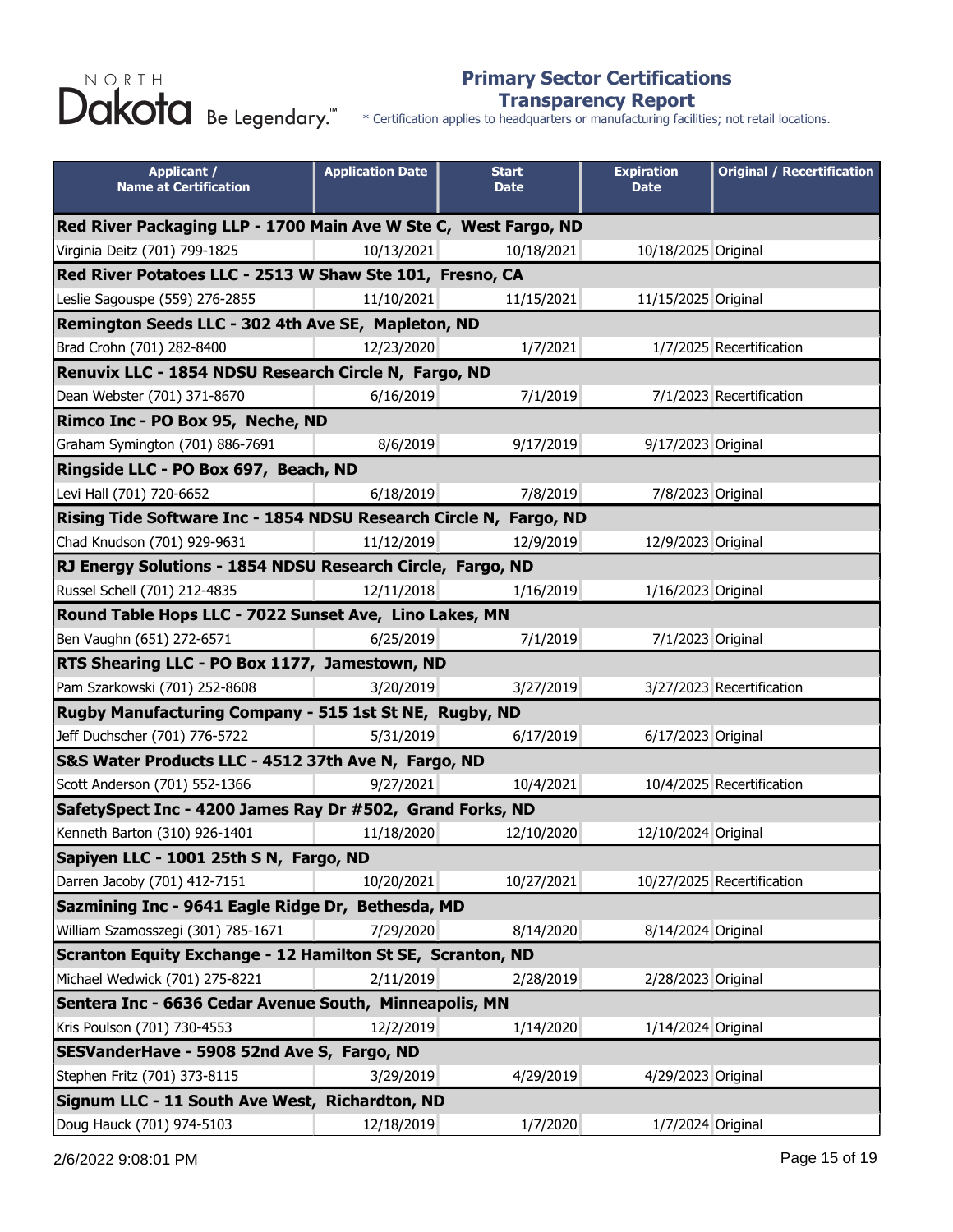NORTH Dakota Be Legendary.™

## Primary Sector Certifications Transparency Report

\* Certification applies to headquarters or manufacturing facilities; not retail locations.

| Applicant / Name at Certification | Application Date | Start Date | Expiration Date | Original / Recertification |
|---|---|---|---|---|
| **Red River Packaging LLP - 1700 Main Ave W Ste C, West Fargo, ND** | | | | |
| Virginia Deitz (701) 799-1825 | 10/13/2021 | 10/18/2021 | 10/18/2025 | Original |
| **Red River Potatoes LLC - 2513 W Shaw Ste 101, Fresno, CA** | | | | |
| Leslie Sagouspe (559) 276-2855 | 11/10/2021 | 11/15/2021 | 11/15/2025 | Original |
| **Remington Seeds LLC - 302 4th Ave SE, Mapleton, ND** | | | | |
| Brad Crohn (701) 282-8400 | 12/23/2020 | 1/7/2021 | 1/7/2025 | Recertification |
| **Renuvix LLC - 1854 NDSU Research Circle N, Fargo, ND** | | | | |
| Dean Webster (701) 371-8670 | 6/16/2019 | 7/1/2019 | 7/1/2023 | Recertification |
| **Rimco Inc - PO Box 95, Neche, ND** | | | | |
| Graham Symington (701) 886-7691 | 8/6/2019 | 9/17/2019 | 9/17/2023 | Original |
| **Ringside LLC - PO Box 697, Beach, ND** | | | | |
| Levi Hall (701) 720-6652 | 6/18/2019 | 7/8/2019 | 7/8/2023 | Original |
| **Rising Tide Software Inc - 1854 NDSU Research Circle N, Fargo, ND** | | | | |
| Chad Knudson (701) 929-9631 | 11/12/2019 | 12/9/2019 | 12/9/2023 | Original |
| **RJ Energy Solutions - 1854 NDSU Research Circle, Fargo, ND** | | | | |
| Russel Schell (701) 212-4835 | 12/11/2018 | 1/16/2019 | 1/16/2023 | Original |
| **Round Table Hops LLC - 7022 Sunset Ave, Lino Lakes, MN** | | | | |
| Ben Vaughn (651) 272-6571 | 6/25/2019 | 7/1/2019 | 7/1/2023 | Original |
| **RTS Shearing LLC - PO Box 1177, Jamestown, ND** | | | | |
| Pam Szarkowski (701) 252-8608 | 3/20/2019 | 3/27/2019 | 3/27/2023 | Recertification |
| **Rugby Manufacturing Company - 515 1st St NE, Rugby, ND** | | | | |
| Jeff Duchscher (701) 776-5722 | 5/31/2019 | 6/17/2019 | 6/17/2023 | Original |
| **S&S Water Products LLC - 4512 37th Ave N, Fargo, ND** | | | | |
| Scott Anderson (701) 552-1366 | 9/27/2021 | 10/4/2021 | 10/4/2025 | Recertification |
| **SafetySpect Inc - 4200 James Ray Dr #502, Grand Forks, ND** | | | | |
| Kenneth Barton (310) 926-1401 | 11/18/2020 | 12/10/2020 | 12/10/2024 | Original |
| **Sapiyen LLC - 1001 25th S N, Fargo, ND** | | | | |
| Darren Jacoby (701) 412-7151 | 10/20/2021 | 10/27/2021 | 10/27/2025 | Recertification |
| **Sazmining Inc - 9641 Eagle Ridge Dr, Bethesda, MD** | | | | |
| William Szamosszegi (301) 785-1671 | 7/29/2020 | 8/14/2020 | 8/14/2024 | Original |
| **Scranton Equity Exchange - 12 Hamilton St SE, Scranton, ND** | | | | |
| Michael Wedwick (701) 275-8221 | 2/11/2019 | 2/28/2019 | 2/28/2023 | Original |
| **Sentera Inc - 6636 Cedar Avenue South, Minneapolis, MN** | | | | |
| Kris Poulson (701) 730-4553 | 12/2/2019 | 1/14/2020 | 1/14/2024 | Original |
| **SESVanderHave - 5908 52nd Ave S, Fargo, ND** | | | | |
| Stephen Fritz (701) 373-8115 | 3/29/2019 | 4/29/2019 | 4/29/2023 | Original |
| **Signum LLC - 11 South Ave West, Richardton, ND** | | | | |
| Doug Hauck (701) 974-5103 | 12/18/2019 | 1/7/2020 | 1/7/2024 | Original |

2/6/2022 9:08:01 PM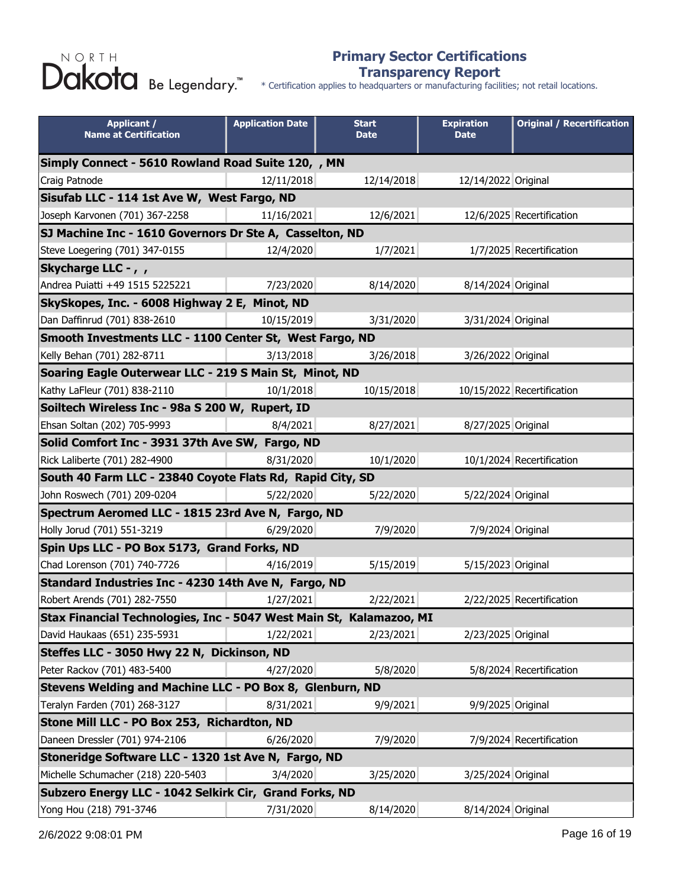# Primary Sector Certifications Transparency Report

NORTH Dakota Be Legendary.™

\* Certification applies to headquarters or manufacturing facilities; not retail locations.

| Applicant / Name at Certification | Application Date | Start Date | Expiration Date | Original / Recertification |
|---|---|---|---|---|
| **Simply Connect - 5610 Rowland Road Suite 120, , MN** | | | | |
| Craig Patnode | 12/11/2018 | 12/14/2018 | 12/14/2022 | Original |
| **Sisufab LLC - 114 1st Ave W, West Fargo, ND** | | | | |
| Joseph Karvonen (701) 367-2258 | 11/16/2021 | 12/6/2021 | 12/6/2025 | Recertification |
| **SJ Machine Inc - 1610 Governors Dr Ste A, Casselton, ND** | | | | |
| Steve Loegering (701) 347-0155 | 12/4/2020 | 1/7/2021 | 1/7/2025 | Recertification |
| **Skycharge LLC - , ,** | | | | |
| Andrea Puiatti +49 1515 5225221 | 7/23/2020 | 8/14/2020 | 8/14/2024 | Original |
| **SkySkopes, Inc. - 6008 Highway 2 E, Minot, ND** | | | | |
| Dan Daffinrud (701) 838-2610 | 10/15/2019 | 3/31/2020 | 3/31/2024 | Original |
| **Smooth Investments LLC - 1100 Center St, West Fargo, ND** | | | | |
| Kelly Behan (701) 282-8711 | 3/13/2018 | 3/26/2018 | 3/26/2022 | Original |
| **Soaring Eagle Outerwear LLC - 219 S Main St, Minot, ND** | | | | |
| Kathy LaFleur (701) 838-2110 | 10/1/2018 | 10/15/2018 | 10/15/2022 | Recertification |
| **Soiltech Wireless Inc - 98a S 200 W, Rupert, ID** | | | | |
| Ehsan Soltan (202) 705-9993 | 8/4/2021 | 8/27/2021 | 8/27/2025 | Original |
| **Solid Comfort Inc - 3931 37th Ave SW, Fargo, ND** | | | | |
| Rick Laliberte (701) 282-4900 | 8/31/2020 | 10/1/2020 | 10/1/2024 | Recertification |
| **South 40 Farm LLC - 23840 Coyote Flats Rd, Rapid City, SD** | | | | |
| John Roswech (701) 209-0204 | 5/22/2020 | 5/22/2020 | 5/22/2024 | Original |
| **Spectrum Aeromed LLC - 1815 23rd Ave N, Fargo, ND** | | | | |
| Holly Jorud (701) 551-3219 | 6/29/2020 | 7/9/2020 | 7/9/2024 | Original |
| **Spin Ups LLC - PO Box 5173, Grand Forks, ND** | | | | |
| Chad Lorenson (701) 740-7726 | 4/16/2019 | 5/15/2019 | 5/15/2023 | Original |
| **Standard Industries Inc - 4230 14th Ave N, Fargo, ND** | | | | |
| Robert Arends (701) 282-7550 | 1/27/2021 | 2/22/2021 | 2/22/2025 | Recertification |
| **Stax Financial Technologies, Inc - 5047 West Main St, Kalamazoo, MI** | | | | |
| David Haukaas (651) 235-5931 | 1/22/2021 | 2/23/2021 | 2/23/2025 | Original |
| **Steffes LLC - 3050 Hwy 22 N, Dickinson, ND** | | | | |
| Peter Rackov (701) 483-5400 | 4/27/2020 | 5/8/2020 | 5/8/2024 | Recertification |
| **Stevens Welding and Machine LLC - PO Box 8, Glenburn, ND** | | | | |
| Teralyn Farden (701) 268-3127 | 8/31/2021 | 9/9/2021 | 9/9/2025 | Original |
| **Stone Mill LLC - PO Box 253, Richardton, ND** | | | | |
| Daneen Dressler (701) 974-2106 | 6/26/2020 | 7/9/2020 | 7/9/2024 | Recertification |
| **Stoneridge Software LLC - 1320 1st Ave N, Fargo, ND** | | | | |
| Michelle Schumacher (218) 220-5403 | 3/4/2020 | 3/25/2020 | 3/25/2024 | Original |
| **Subzero Energy LLC - 1042 Selkirk Cir, Grand Forks, ND** | | | | |
| Yong Hou (218) 791-3746 | 7/31/2020 | 8/14/2020 | 8/14/2024 | Original |

2/6/2022 9:08:01 PM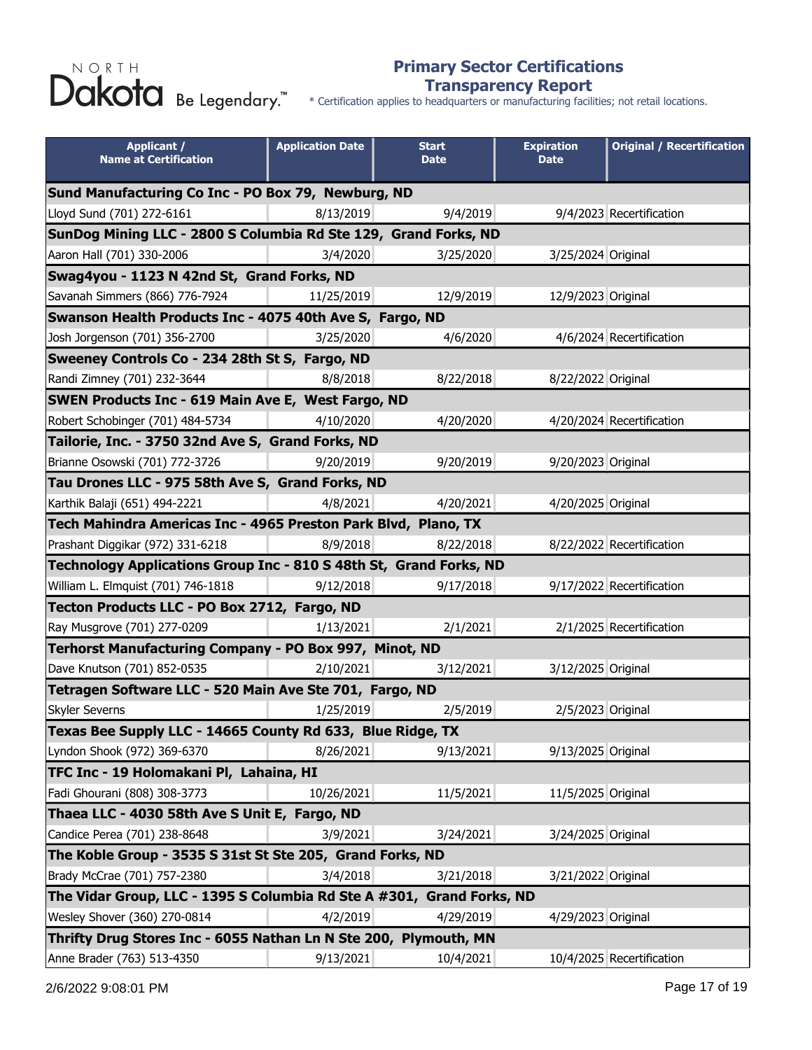# Primary Sector Certifications Transparency Report

\* Certification applies to headquarters or manufacturing facilities; not retail locations.

| Applicant / Name at Certification | Application Date | Start Date | Expiration Date | Original / Recertification |
|---|---|---|---|---|
| **Sund Manufacturing Co Inc - PO Box 79, Newburg, ND** | | | | |
| Lloyd Sund (701) 272-6161 | 8/13/2019 | 9/4/2019 | 9/4/2023 | Recertification |
| **SunDog Mining LLC - 2800 S Columbia Rd Ste 129, Grand Forks, ND** | | | | |
| Aaron Hall (701) 330-2006 | 3/4/2020 | 3/25/2020 | 3/25/2024 | Original |
| **Swag4you - 1123 N 42nd St, Grand Forks, ND** | | | | |
| Savanah Simmers (866) 776-7924 | 11/25/2019 | 12/9/2019 | 12/9/2023 | Original |
| **Swanson Health Products Inc - 4075 40th Ave S, Fargo, ND** | | | | |
| Josh Jorgenson (701) 356-2700 | 3/25/2020 | 4/6/2020 | 4/6/2024 | Recertification |
| **Sweeney Controls Co - 234 28th St S, Fargo, ND** | | | | |
| Randi Zimney (701) 232-3644 | 8/8/2018 | 8/22/2018 | 8/22/2022 | Original |
| **SWEN Products Inc - 619 Main Ave E, West Fargo, ND** | | | | |
| Robert Schobinger (701) 484-5734 | 4/10/2020 | 4/20/2020 | 4/20/2024 | Recertification |
| **Tailorie, Inc. - 3750 32nd Ave S, Grand Forks, ND** | | | | |
| Brianne Osowski (701) 772-3726 | 9/20/2019 | 9/20/2019 | 9/20/2023 | Original |
| **Tau Drones LLC - 975 58th Ave S, Grand Forks, ND** | | | | |
| Karthik Balaji (651) 494-2221 | 4/8/2021 | 4/20/2021 | 4/20/2025 | Original |
| **Tech Mahindra Americas Inc - 4965 Preston Park Blvd, Plano, TX** | | | | |
| Prashant Diggikar (972) 331-6218 | 8/9/2018 | 8/22/2018 | 8/22/2022 | Recertification |
| **Technology Applications Group Inc - 810 S 48th St, Grand Forks, ND** | | | | |
| William L. Elmquist (701) 746-1818 | 9/12/2018 | 9/17/2018 | 9/17/2022 | Recertification |
| **Tecton Products LLC - PO Box 2712, Fargo, ND** | | | | |
| Ray Musgrove (701) 277-0209 | 1/13/2021 | 2/1/2021 | 2/1/2025 | Recertification |
| **Terhorst Manufacturing Company - PO Box 997, Minot, ND** | | | | |
| Dave Knutson (701) 852-0535 | 2/10/2021 | 3/12/2021 | 3/12/2025 | Original |
| **Tetragen Software LLC - 520 Main Ave Ste 701, Fargo, ND** | | | | |
| Skyler Severns | 1/25/2019 | 2/5/2019 | 2/5/2023 | Original |
| **Texas Bee Supply LLC - 14665 County Rd 633, Blue Ridge, TX** | | | | |
| Lyndon Shook (972) 369-6370 | 8/26/2021 | 9/13/2021 | 9/13/2025 | Original |
| **TFC Inc - 19 Holomakani Pl, Lahaina, HI** | | | | |
| Fadi Ghourani (808) 308-3773 | 10/26/2021 | 11/5/2021 | 11/5/2025 | Original |
| **Thaea LLC - 4030 58th Ave S Unit E, Fargo, ND** | | | | |
| Candice Perea (701) 238-8648 | 3/9/2021 | 3/24/2021 | 3/24/2025 | Original |
| **The Koble Group - 3535 S 31st St Ste 205, Grand Forks, ND** | | | | |
| Brady McCrae (701) 757-2380 | 3/4/2018 | 3/21/2018 | 3/21/2022 | Original |
| **The Vidar Group, LLC - 1395 S Columbia Rd Ste A #301, Grand Forks, ND** | | | | |
| Wesley Shover (360) 270-0814 | 4/2/2019 | 4/29/2019 | 4/29/2023 | Original |
| **Thrifty Drug Stores Inc - 6055 Nathan Ln N Ste 200, Plymouth, MN** | | | | |
| Anne Brader (763) 513-4350 | 9/13/2021 | 10/4/2021 | 10/4/2025 | Recertification |

2/6/2022 9:08:01 PM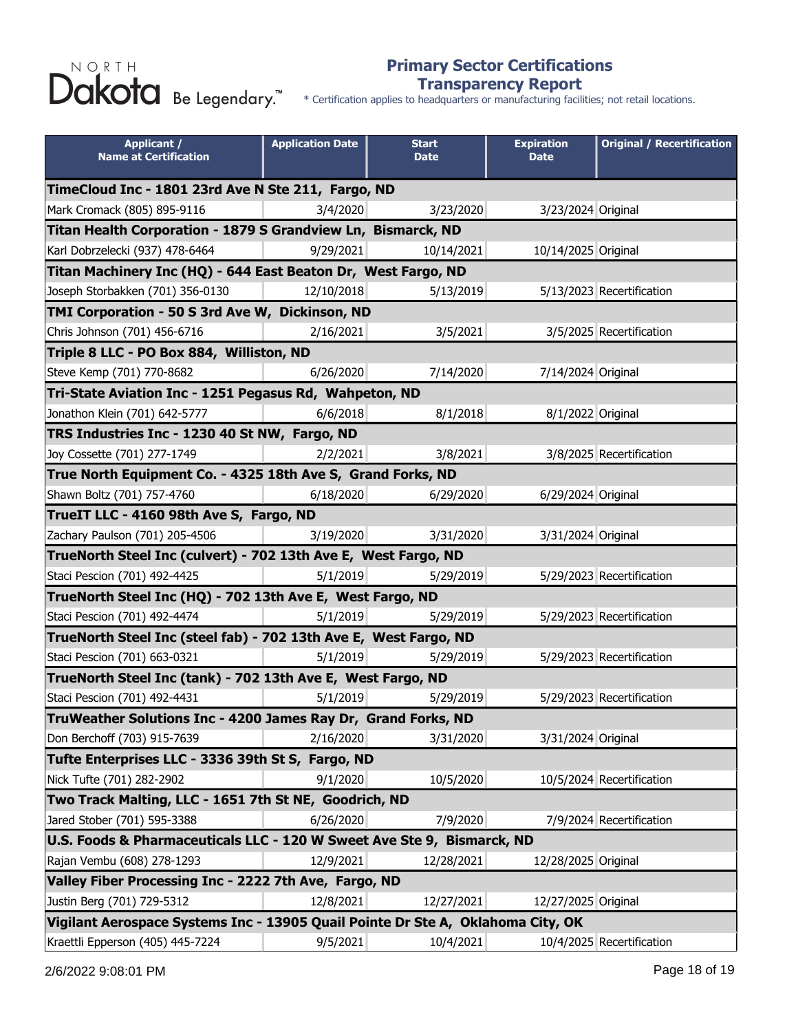NORTH Dakota Be Legendary.™

# Primary Sector Certifications Transparency Report

\* Certification applies to headquarters or manufacturing facilities; not retail locations.

| Applicant / Name at Certification | Application Date | Start Date | Expiration Date | Original / Recertification |
|---|---|---|---|---|
| **TimeCloud Inc - 1801 23rd Ave N Ste 211, Fargo, ND** | | | | |
| Mark Cromack (805) 895-9116 | 3/4/2020 | 3/23/2020 | 3/23/2024 | Original |
| **Titan Health Corporation - 1879 S Grandview Ln, Bismarck, ND** | | | | |
| Karl Dobrzelecki (937) 478-6464 | 9/29/2021 | 10/14/2021 | 10/14/2025 | Original |
| **Titan Machinery Inc (HQ) - 644 East Beaton Dr, West Fargo, ND** | | | | |
| Joseph Storbakken (701) 356-0130 | 12/10/2018 | 5/13/2019 | 5/13/2023 | Recertification |
| **TMI Corporation - 50 S 3rd Ave W, Dickinson, ND** | | | | |
| Chris Johnson (701) 456-6716 | 2/16/2021 | 3/5/2021 | 3/5/2025 | Recertification |
| **Triple 8 LLC - PO Box 884, Williston, ND** | | | | |
| Steve Kemp (701) 770-8682 | 6/26/2020 | 7/14/2020 | 7/14/2024 | Original |
| **Tri-State Aviation Inc - 1251 Pegasus Rd, Wahpeton, ND** | | | | |
| Jonathon Klein (701) 642-5777 | 6/6/2018 | 8/1/2018 | 8/1/2022 | Original |
| **TRS Industries Inc - 1230 40 St NW, Fargo, ND** | | | | |
| Joy Cossette (701) 277-1749 | 2/2/2021 | 3/8/2021 | 3/8/2025 | Recertification |
| **True North Equipment Co. - 4325 18th Ave S, Grand Forks, ND** | | | | |
| Shawn Boltz (701) 757-4760 | 6/18/2020 | 6/29/2020 | 6/29/2024 | Original |
| **TrueIT LLC - 4160 98th Ave S, Fargo, ND** | | | | |
| Zachary Paulson (701) 205-4506 | 3/19/2020 | 3/31/2020 | 3/31/2024 | Original |
| **TrueNorth Steel Inc (culvert) - 702 13th Ave E, West Fargo, ND** | | | | |
| Staci Pescion (701) 492-4425 | 5/1/2019 | 5/29/2019 | 5/29/2023 | Recertification |
| **TrueNorth Steel Inc (HQ) - 702 13th Ave E, West Fargo, ND** | | | | |
| Staci Pescion (701) 492-4474 | 5/1/2019 | 5/29/2019 | 5/29/2023 | Recertification |
| **TrueNorth Steel Inc (steel fab) - 702 13th Ave E, West Fargo, ND** | | | | |
| Staci Pescion (701) 663-0321 | 5/1/2019 | 5/29/2019 | 5/29/2023 | Recertification |
| **TrueNorth Steel Inc (tank) - 702 13th Ave E, West Fargo, ND** | | | | |
| Staci Pescion (701) 492-4431 | 5/1/2019 | 5/29/2019 | 5/29/2023 | Recertification |
| **TruWeather Solutions Inc - 4200 James Ray Dr, Grand Forks, ND** | | | | |
| Don Berchoff (703) 915-7639 | 2/16/2020 | 3/31/2020 | 3/31/2024 | Original |
| **Tufte Enterprises LLC - 3336 39th St S, Fargo, ND** | | | | |
| Nick Tufte (701) 282-2902 | 9/1/2020 | 10/5/2020 | 10/5/2024 | Recertification |
| **Two Track Malting, LLC - 1651 7th St NE, Goodrich, ND** | | | | |
| Jared Stober (701) 595-3388 | 6/26/2020 | 7/9/2020 | 7/9/2024 | Recertification |
| **U.S. Foods & Pharmaceuticals LLC - 120 W Sweet Ave Ste 9, Bismarck, ND** | | | | |
| Rajan Vembu (608) 278-1293 | 12/9/2021 | 12/28/2021 | 12/28/2025 | Original |
| **Valley Fiber Processing Inc - 2222 7th Ave, Fargo, ND** | | | | |
| Justin Berg (701) 729-5312 | 12/8/2021 | 12/27/2021 | 12/27/2025 | Original |
| **Vigilant Aerospace Systems Inc - 13905 Quail Pointe Dr Ste A, Oklahoma City, OK** | | | | |
| Kraettli Epperson (405) 445-7224 | 9/5/2021 | 10/4/2021 | 10/4/2025 | Recertification |

2/6/2022 9:08:01 PM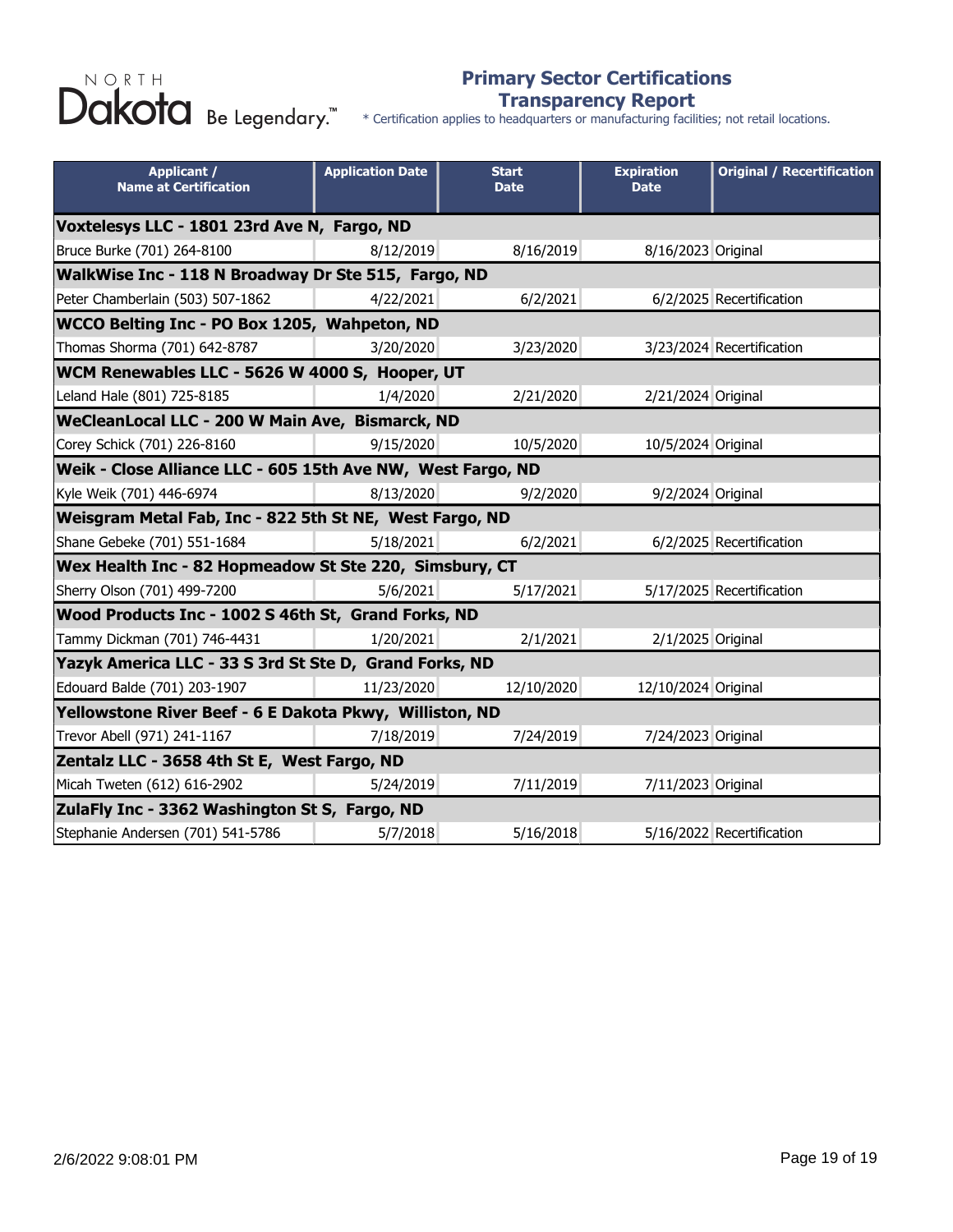NORTH Dakota Be Legendary.™

## Primary Sector Certifications
## Transparency Report

\* Certification applies to headquarters or manufacturing facilities; not retail locations.

| Applicant / Name at Certification | Application Date | Start Date | Expiration Date | Original / Recertification |
|---|---|---|---|---|
| **Voxtelesys LLC - 1801 23rd Ave N, Fargo, ND** | | | | |
| Bruce Burke (701) 264-8100 | 8/12/2019 | 8/16/2019 | 8/16/2023 | Original |
| **WalkWise Inc - 118 N Broadway Dr Ste 515, Fargo, ND** | | | | |
| Peter Chamberlain (503) 507-1862 | 4/22/2021 | 6/2/2021 | 6/2/2025 | Recertification |
| **WCCO Belting Inc - PO Box 1205, Wahpeton, ND** | | | | |
| Thomas Shorma (701) 642-8787 | 3/20/2020 | 3/23/2020 | 3/23/2024 | Recertification |
| **WCM Renewables LLC - 5626 W 4000 S, Hooper, UT** | | | | |
| Leland Hale (801) 725-8185 | 1/4/2020 | 2/21/2020 | 2/21/2024 | Original |
| **WeCleanLocal LLC - 200 W Main Ave, Bismarck, ND** | | | | |
| Corey Schick (701) 226-8160 | 9/15/2020 | 10/5/2020 | 10/5/2024 | Original |
| **Weik - Close Alliance LLC - 605 15th Ave NW, West Fargo, ND** | | | | |
| Kyle Weik (701) 446-6974 | 8/13/2020 | 9/2/2020 | 9/2/2024 | Original |
| **Weisgram Metal Fab, Inc - 822 5th St NE, West Fargo, ND** | | | | |
| Shane Gebeke (701) 551-1684 | 5/18/2021 | 6/2/2021 | 6/2/2025 | Recertification |
| **Wex Health Inc - 82 Hopmeadow St Ste 220, Simsbury, CT** | | | | |
| Sherry Olson (701) 499-7200 | 5/6/2021 | 5/17/2021 | 5/17/2025 | Recertification |
| **Wood Products Inc - 1002 S 46th St, Grand Forks, ND** | | | | |
| Tammy Dickman (701) 746-4431 | 1/20/2021 | 2/1/2021 | 2/1/2025 | Original |
| **Yazyk America LLC - 33 S 3rd St Ste D, Grand Forks, ND** | | | | |
| Edouard Balde (701) 203-1907 | 11/23/2020 | 12/10/2020 | 12/10/2024 | Original |
| **Yellowstone River Beef - 6 E Dakota Pkwy, Williston, ND** | | | | |
| Trevor Abell (971) 241-1167 | 7/18/2019 | 7/24/2019 | 7/24/2023 | Original |
| **Zentalz LLC - 3658 4th St E, West Fargo, ND** | | | | |
| Micah Tweten (612) 616-2902 | 5/24/2019 | 7/11/2019 | 7/11/2023 | Original |
| **ZulaFly Inc - 3362 Washington St S, Fargo, ND** | | | | |
| Stephanie Andersen (701) 541-5786 | 5/7/2018 | 5/16/2018 | 5/16/2022 | Recertification |

2/6/2022 9:08:01 PM